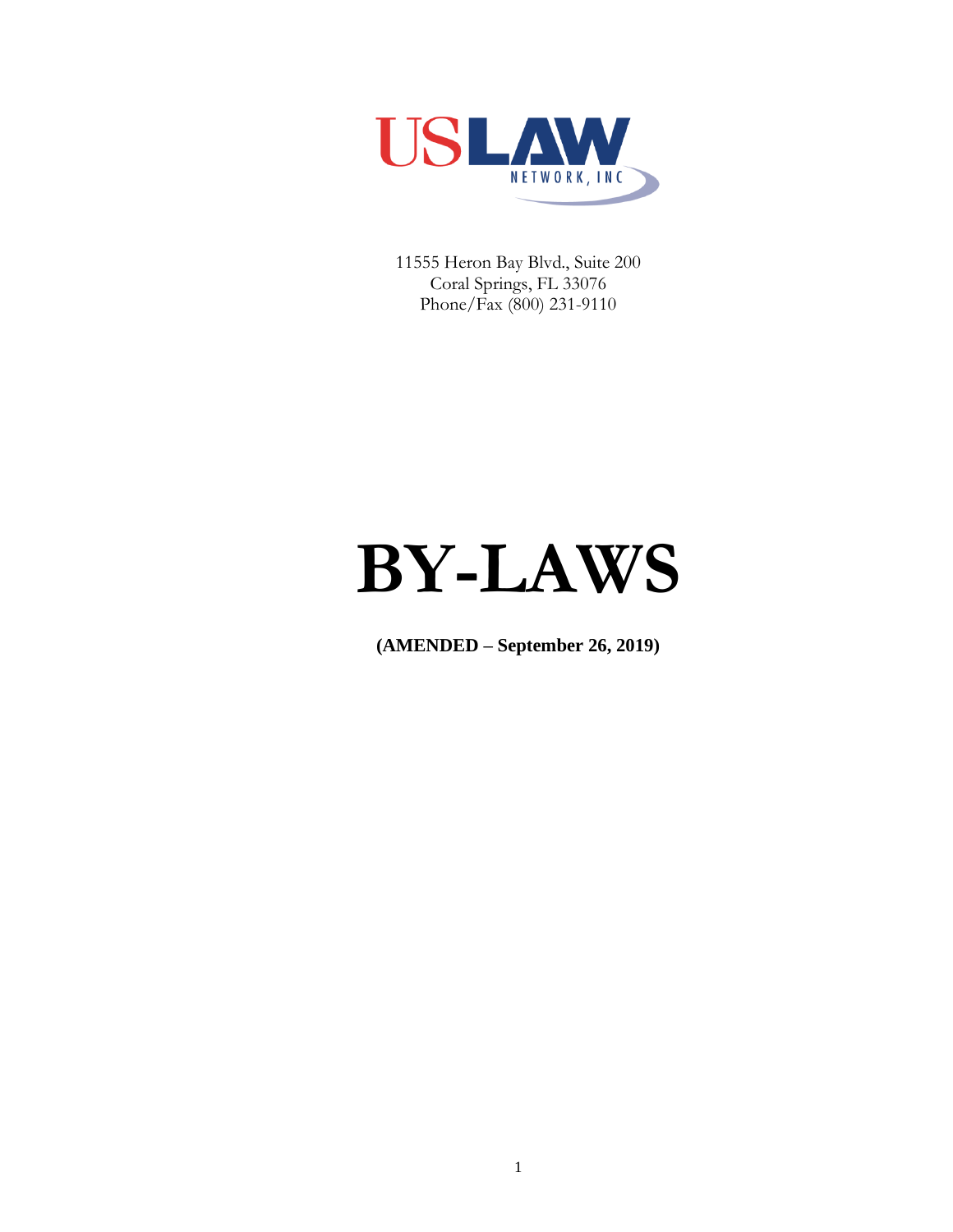USLAW NETWORK, INC

11555 Heron Bay Blvd., Suite 200
Coral Springs, FL 33076
Phone/Fax (800) 231-9110

# BY-LAWS

**(AMENDED – September 26, 2019)**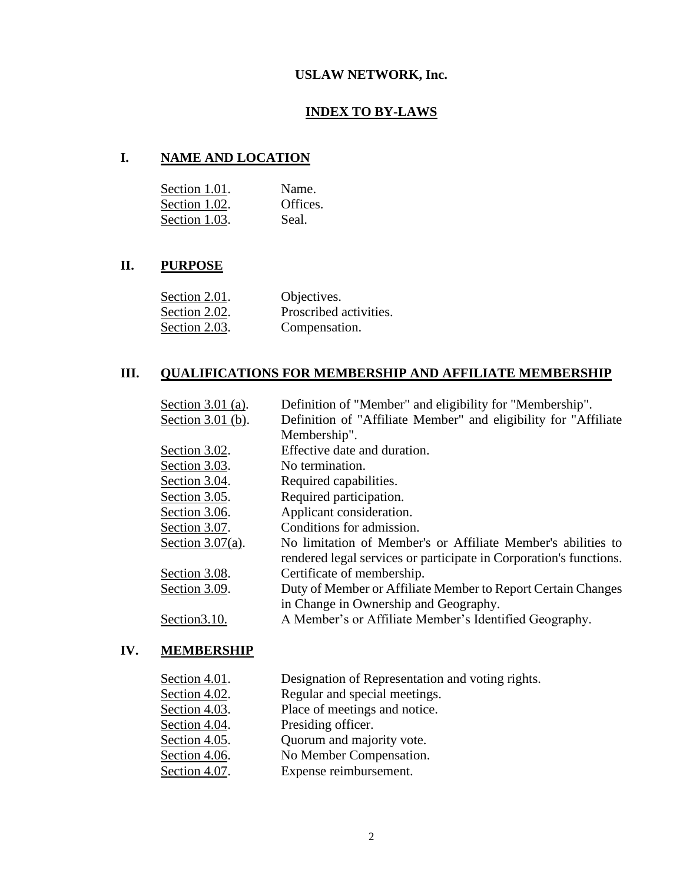**USLAW NETWORK, Inc.**

## INDEX TO BY-LAWS

## I. NAME AND LOCATION

| | |
|---|---|
| Section 1.01. | Name. |
| Section 1.02. | Offices. |
| Section 1.03. | Seal. |

## II. PURPOSE

| | |
|---|---|
| Section 2.01. | Objectives. |
| Section 2.02. | Proscribed activities. |
| Section 2.03. | Compensation. |

## III. QUALIFICATIONS FOR MEMBERSHIP AND AFFILIATE MEMBERSHIP

| | |
|---|---|
| Section 3.01 (a). | Definition of "Member" and eligibility for "Membership". |
| Section 3.01 (b). | Definition of "Affiliate Member" and eligibility for "Affiliate Membership". |
| Section 3.02. | Effective date and duration. |
| Section 3.03. | No termination. |
| Section 3.04. | Required capabilities. |
| Section 3.05. | Required participation. |
| Section 3.06. | Applicant consideration. |
| Section 3.07. | Conditions for admission. |
| Section 3.07(a). | No limitation of Member's or Affiliate Member's abilities to rendered legal services or participate in Corporation's functions. |
| Section 3.08. | Certificate of membership. |
| Section 3.09. | Duty of Member or Affiliate Member to Report Certain Changes in Change in Ownership and Geography. |
| Section3.10. | A Member's or Affiliate Member's Identified Geography. |

## IV. MEMBERSHIP

| | |
|---|---|
| Section 4.01. | Designation of Representation and voting rights. |
| Section 4.02. | Regular and special meetings. |
| Section 4.03. | Place of meetings and notice. |
| Section 4.04. | Presiding officer. |
| Section 4.05. | Quorum and majority vote. |
| Section 4.06. | No Member Compensation. |
| Section 4.07. | Expense reimbursement. |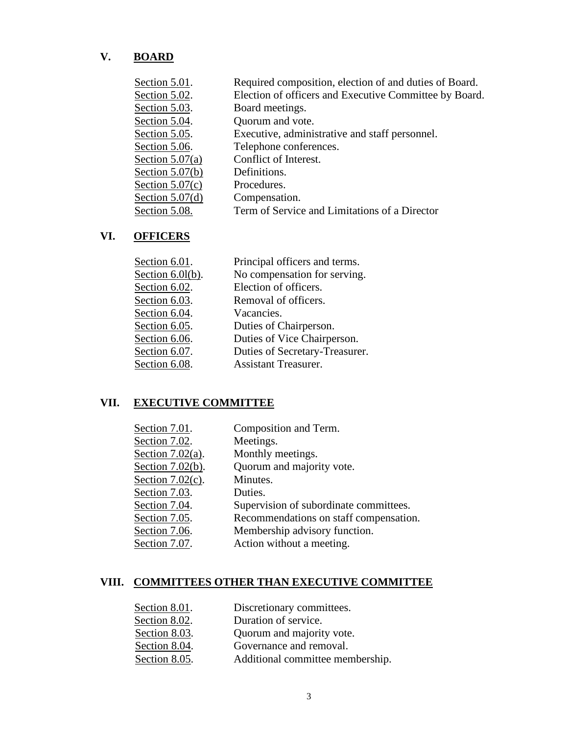## V. BOARD

| | |
|---|---|
| Section 5.01. | Required composition, election of and duties of Board. |
| Section 5.02. | Election of officers and Executive Committee by Board. |
| Section 5.03. | Board meetings. |
| Section 5.04. | Quorum and vote. |
| Section 5.05. | Executive, administrative and staff personnel. |
| Section 5.06. | Telephone conferences. |
| Section 5.07(a) | Conflict of Interest. |
| Section 5.07(b) | Definitions. |
| Section 5.07(c) | Procedures. |
| Section 5.07(d) | Compensation. |
| Section 5.08. | Term of Service and Limitations of a Director |

## VI. OFFICERS

| | |
|---|---|
| Section 6.01. | Principal officers and terms. |
| Section 6.0l(b). | No compensation for serving. |
| Section 6.02. | Election of officers. |
| Section 6.03. | Removal of officers. |
| Section 6.04. | Vacancies. |
| Section 6.05. | Duties of Chairperson. |
| Section 6.06. | Duties of Vice Chairperson. |
| Section 6.07. | Duties of Secretary-Treasurer. |
| Section 6.08. | Assistant Treasurer. |

## VII. EXECUTIVE COMMITTEE

| | |
|---|---|
| Section 7.01. | Composition and Term. |
| Section 7.02. | Meetings. |
| Section 7.02(a). | Monthly meetings. |
| Section 7.02(b). | Quorum and majority vote. |
| Section 7.02(c). | Minutes. |
| Section 7.03. | Duties. |
| Section 7.04. | Supervision of subordinate committees. |
| Section 7.05. | Recommendations on staff compensation. |
| Section 7.06. | Membership advisory function. |
| Section 7.07. | Action without a meeting. |

## VIII. COMMITTEES OTHER THAN EXECUTIVE COMMITTEE

| | |
|---|---|
| Section 8.01. | Discretionary committees. |
| Section 8.02. | Duration of service. |
| Section 8.03. | Quorum and majority vote. |
| Section 8.04. | Governance and removal. |
| Section 8.05. | Additional committee membership. |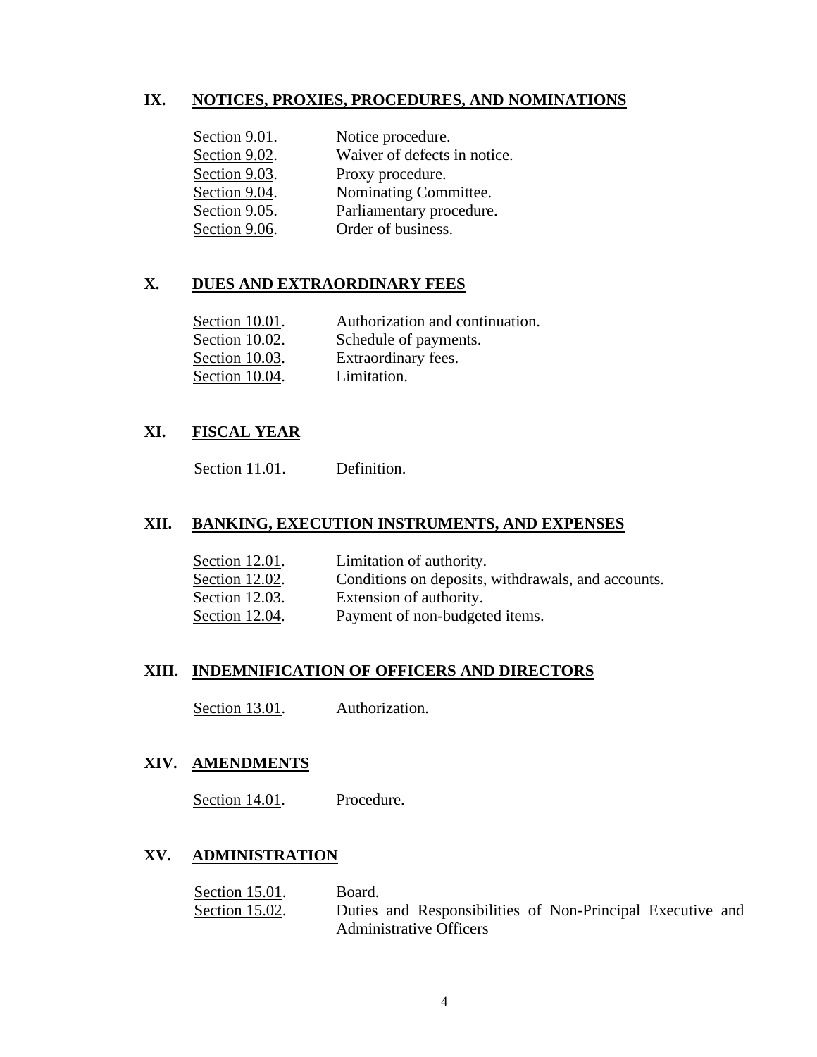## IX. NOTICES, PROXIES, PROCEDURES, AND NOMINATIONS

| | |
|---|---|
| Section 9.01. | Notice procedure. |
| Section 9.02. | Waiver of defects in notice. |
| Section 9.03. | Proxy procedure. |
| Section 9.04. | Nominating Committee. |
| Section 9.05. | Parliamentary procedure. |
| Section 9.06. | Order of business. |

## X. DUES AND EXTRAORDINARY FEES

| | |
|---|---|
| Section 10.01. | Authorization and continuation. |
| Section 10.02. | Schedule of payments. |
| Section 10.03. | Extraordinary fees. |
| Section 10.04. | Limitation. |

## XI. FISCAL YEAR

| | |
|---|---|
| Section 11.01. | Definition. |

## XII. BANKING, EXECUTION INSTRUMENTS, AND EXPENSES

| | |
|---|---|
| Section 12.01. | Limitation of authority. |
| Section 12.02. | Conditions on deposits, withdrawals, and accounts. |
| Section 12.03. | Extension of authority. |
| Section 12.04. | Payment of non-budgeted items. |

## XIII. INDEMNIFICATION OF OFFICERS AND DIRECTORS

| | |
|---|---|
| Section 13.01. | Authorization. |

## XIV. AMENDMENTS

| | |
|---|---|
| Section 14.01. | Procedure. |

## XV. ADMINISTRATION

| | |
|---|---|
| Section 15.01. | Board. |
| Section 15.02. | Duties and Responsibilities of Non-Principal Executive and Administrative Officers |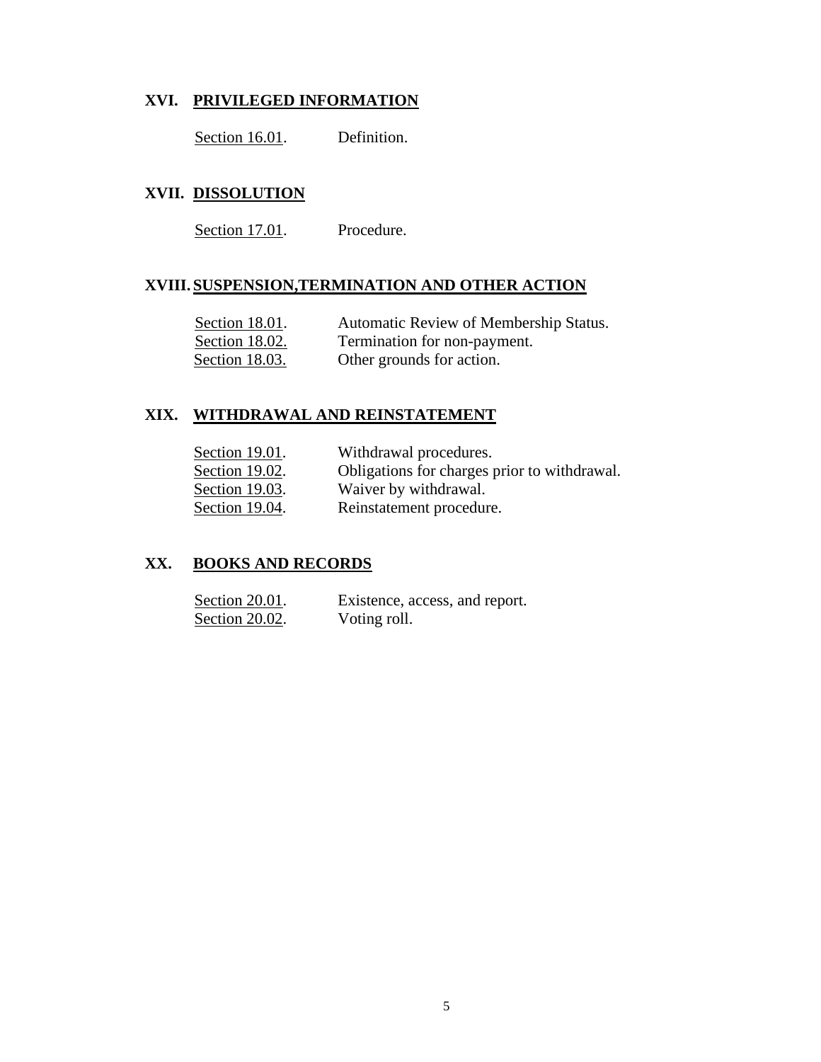## XVI. PRIVILEGED INFORMATION

Section 16.01. Definition.

## XVII. DISSOLUTION

Section 17.01. Procedure.

## XVIII. SUSPENSION,TERMINATION AND OTHER ACTION

Section 18.01. Automatic Review of Membership Status.
Section 18.02. Termination for non-payment.
Section 18.03. Other grounds for action.

## XIX. WITHDRAWAL AND REINSTATEMENT

Section 19.01. Withdrawal procedures.
Section 19.02. Obligations for charges prior to withdrawal.
Section 19.03. Waiver by withdrawal.
Section 19.04. Reinstatement procedure.

## XX. BOOKS AND RECORDS

Section 20.01. Existence, access, and report.
Section 20.02. Voting roll.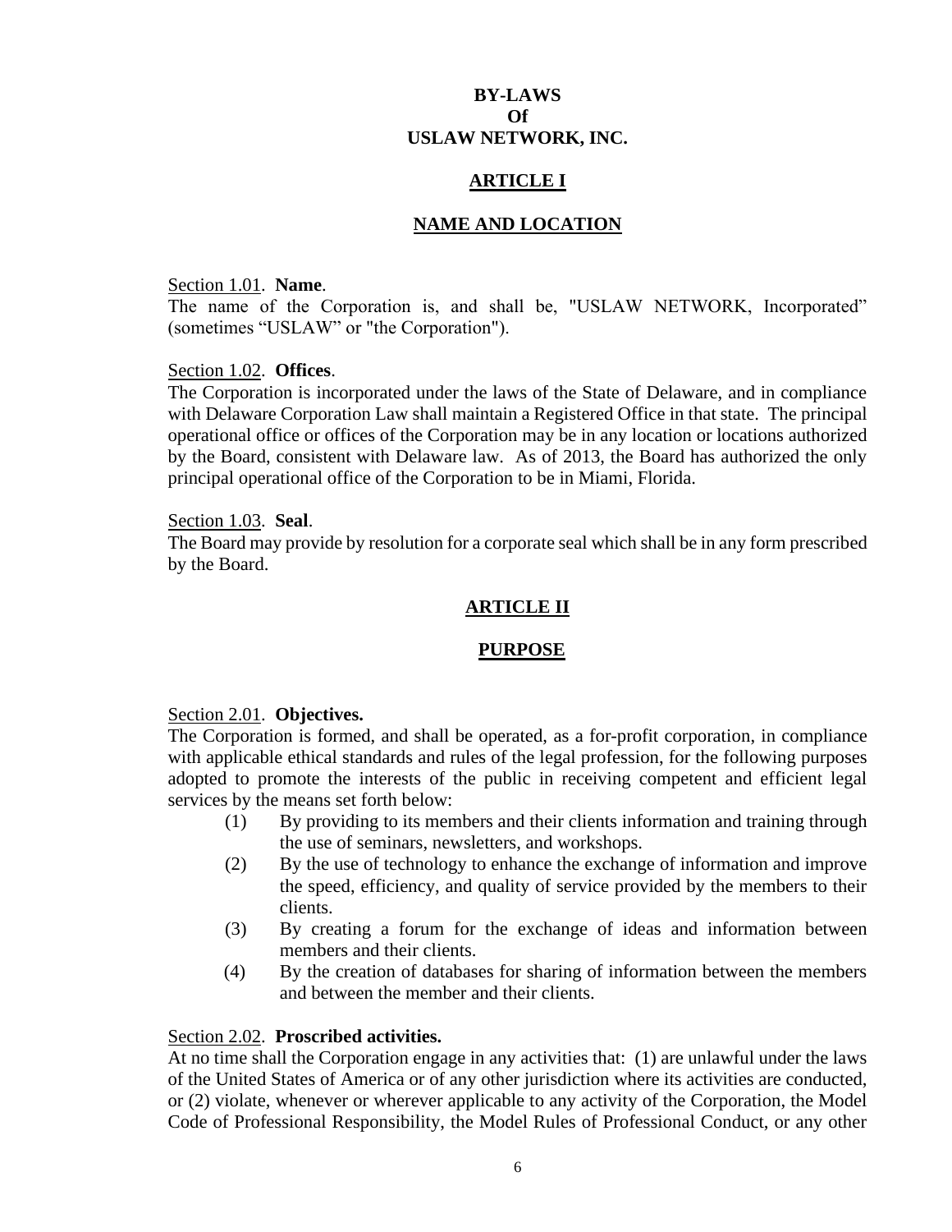# BY-LAWS
# Of
# USLAW NETWORK, INC.

## ARTICLE I

## NAME AND LOCATION

Section 1.01. **Name**.
The name of the Corporation is, and shall be, "USLAW NETWORK, Incorporated" (sometimes "USLAW" or "the Corporation").

Section 1.02. **Offices**.
The Corporation is incorporated under the laws of the State of Delaware, and in compliance with Delaware Corporation Law shall maintain a Registered Office in that state. The principal operational office or offices of the Corporation may be in any location or locations authorized by the Board, consistent with Delaware law. As of 2013, the Board has authorized the only principal operational office of the Corporation to be in Miami, Florida.

Section 1.03. **Seal**.
The Board may provide by resolution for a corporate seal which shall be in any form prescribed by the Board.

## ARTICLE II

## PURPOSE

Section 2.01. **Objectives.**
The Corporation is formed, and shall be operated, as a for-profit corporation, in compliance with applicable ethical standards and rules of the legal profession, for the following purposes adopted to promote the interests of the public in receiving competent and efficient legal services by the means set forth below:

(1) By providing to its members and their clients information and training through the use of seminars, newsletters, and workshops.

(2) By the use of technology to enhance the exchange of information and improve the speed, efficiency, and quality of service provided by the members to their clients.

(3) By creating a forum for the exchange of ideas and information between members and their clients.

(4) By the creation of databases for sharing of information between the members and between the member and their clients.

Section 2.02. **Proscribed activities.**
At no time shall the Corporation engage in any activities that: (1) are unlawful under the laws of the United States of America or of any other jurisdiction where its activities are conducted, or (2) violate, whenever or wherever applicable to any activity of the Corporation, the Model Code of Professional Responsibility, the Model Rules of Professional Conduct, or any other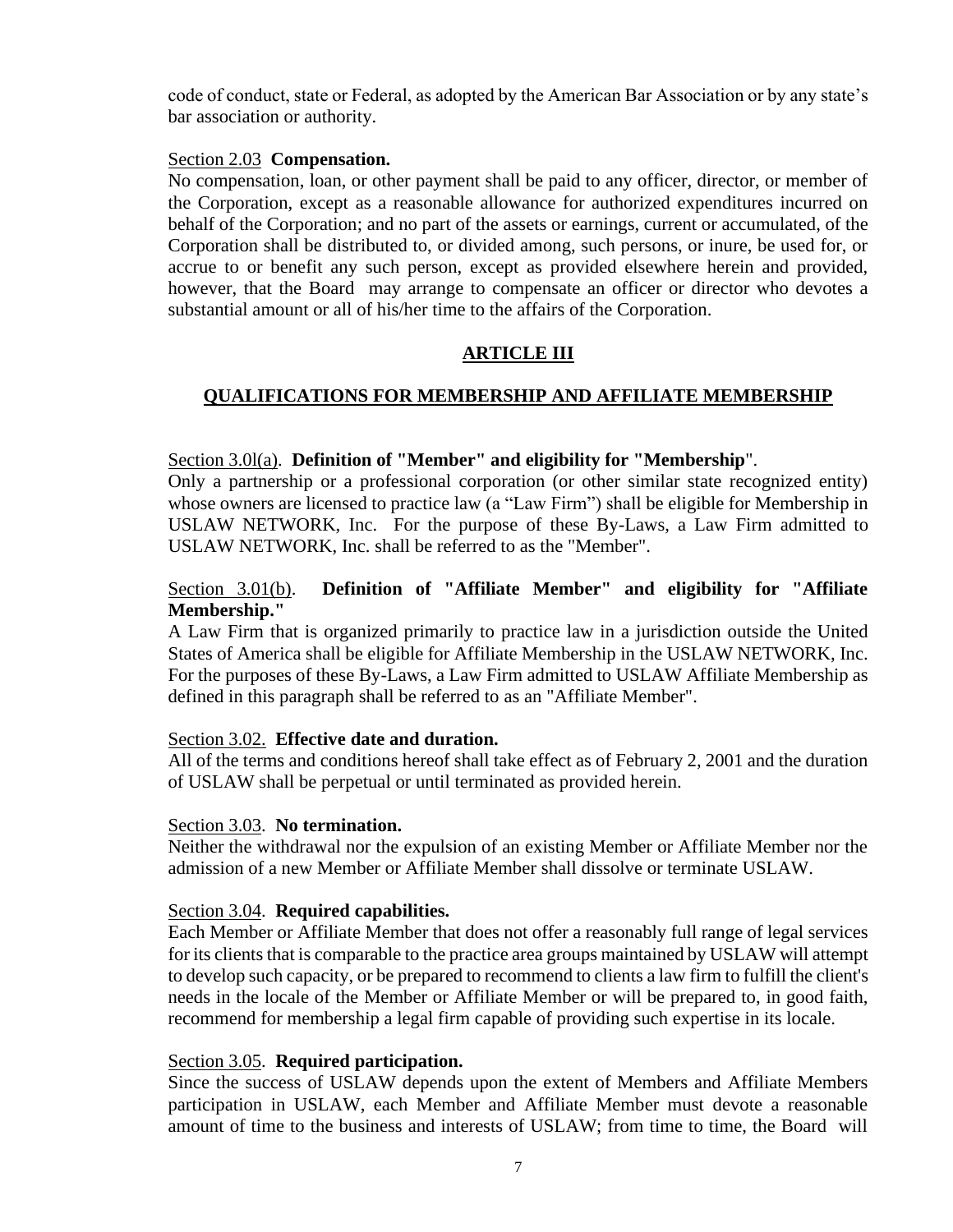code of conduct, state or Federal, as adopted by the American Bar Association or by any state's bar association or authority.

Section 2.03 **Compensation.**
No compensation, loan, or other payment shall be paid to any officer, director, or member of the Corporation, except as a reasonable allowance for authorized expenditures incurred on behalf of the Corporation; and no part of the assets or earnings, current or accumulated, of the Corporation shall be distributed to, or divided among, such persons, or inure, be used for, or accrue to or benefit any such person, except as provided elsewhere herein and provided, however, that the Board may arrange to compensate an officer or director who devotes a substantial amount or all of his/her time to the affairs of the Corporation.

## ARTICLE III

## QUALIFICATIONS FOR MEMBERSHIP AND AFFILIATE MEMBERSHIP

Section 3.0l(a). **Definition of "Member" and eligibility for "Membership"**.
Only a partnership or a professional corporation (or other similar state recognized entity) whose owners are licensed to practice law (a "Law Firm") shall be eligible for Membership in USLAW NETWORK, Inc. For the purpose of these By-Laws, a Law Firm admitted to USLAW NETWORK, Inc. shall be referred to as the "Member".

Section 3.01(b). **Definition of "Affiliate Member" and eligibility for "Affiliate Membership."**
A Law Firm that is organized primarily to practice law in a jurisdiction outside the United States of America shall be eligible for Affiliate Membership in the USLAW NETWORK, Inc. For the purposes of these By-Laws, a Law Firm admitted to USLAW Affiliate Membership as defined in this paragraph shall be referred to as an "Affiliate Member".

Section 3.02. **Effective date and duration.**
All of the terms and conditions hereof shall take effect as of February 2, 2001 and the duration of USLAW shall be perpetual or until terminated as provided herein.

Section 3.03. **No termination.**
Neither the withdrawal nor the expulsion of an existing Member or Affiliate Member nor the admission of a new Member or Affiliate Member shall dissolve or terminate USLAW.

Section 3.04. **Required capabilities.**
Each Member or Affiliate Member that does not offer a reasonably full range of legal services for its clients that is comparable to the practice area groups maintained by USLAW will attempt to develop such capacity, or be prepared to recommend to clients a law firm to fulfill the client's needs in the locale of the Member or Affiliate Member or will be prepared to, in good faith, recommend for membership a legal firm capable of providing such expertise in its locale.

Section 3.05. **Required participation.**
Since the success of USLAW depends upon the extent of Members and Affiliate Members participation in USLAW, each Member and Affiliate Member must devote a reasonable amount of time to the business and interests of USLAW; from time to time, the Board will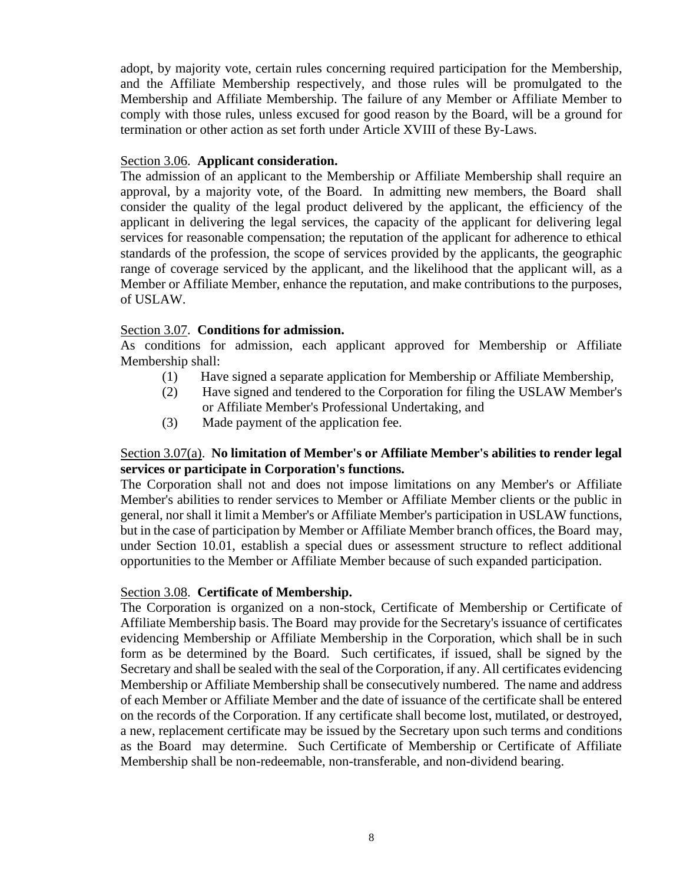adopt, by majority vote, certain rules concerning required participation for the Membership, and the Affiliate Membership respectively, and those rules will be promulgated to the Membership and Affiliate Membership. The failure of any Member or Affiliate Member to comply with those rules, unless excused for good reason by the Board, will be a ground for termination or other action as set forth under Article XVIII of these By-Laws.

<u>Section 3.06</u>. **Applicant consideration.**

The admission of an applicant to the Membership or Affiliate Membership shall require an approval, by a majority vote, of the Board. In admitting new members, the Board shall consider the quality of the legal product delivered by the applicant, the efficiency of the applicant in delivering the legal services, the capacity of the applicant for delivering legal services for reasonable compensation; the reputation of the applicant for adherence to ethical standards of the profession, the scope of services provided by the applicants, the geographic range of coverage serviced by the applicant, and the likelihood that the applicant will, as a Member or Affiliate Member, enhance the reputation, and make contributions to the purposes, of USLAW.

<u>Section 3.07</u>. **Conditions for admission.**

As conditions for admission, each applicant approved for Membership or Affiliate Membership shall:

(1) Have signed a separate application for Membership or Affiliate Membership,

(2) Have signed and tendered to the Corporation for filing the USLAW Member's or Affiliate Member's Professional Undertaking, and

(3) Made payment of the application fee.

<u>Section 3.07(a)</u>. **No limitation of Member's or Affiliate Member's abilities to render legal services or participate in Corporation's functions.**

The Corporation shall not and does not impose limitations on any Member's or Affiliate Member's abilities to render services to Member or Affiliate Member clients or the public in general, nor shall it limit a Member's or Affiliate Member's participation in USLAW functions, but in the case of participation by Member or Affiliate Member branch offices, the Board may, under Section 10.01, establish a special dues or assessment structure to reflect additional opportunities to the Member or Affiliate Member because of such expanded participation.

<u>Section 3.08</u>. **Certificate of Membership.**

The Corporation is organized on a non-stock, Certificate of Membership or Certificate of Affiliate Membership basis. The Board may provide for the Secretary's issuance of certificates evidencing Membership or Affiliate Membership in the Corporation, which shall be in such form as be determined by the Board. Such certificates, if issued, shall be signed by the Secretary and shall be sealed with the seal of the Corporation, if any. All certificates evidencing Membership or Affiliate Membership shall be consecutively numbered. The name and address of each Member or Affiliate Member and the date of issuance of the certificate shall be entered on the records of the Corporation. If any certificate shall become lost, mutilated, or destroyed, a new, replacement certificate may be issued by the Secretary upon such terms and conditions as the Board may determine. Such Certificate of Membership or Certificate of Affiliate Membership shall be non-redeemable, non-transferable, and non-dividend bearing.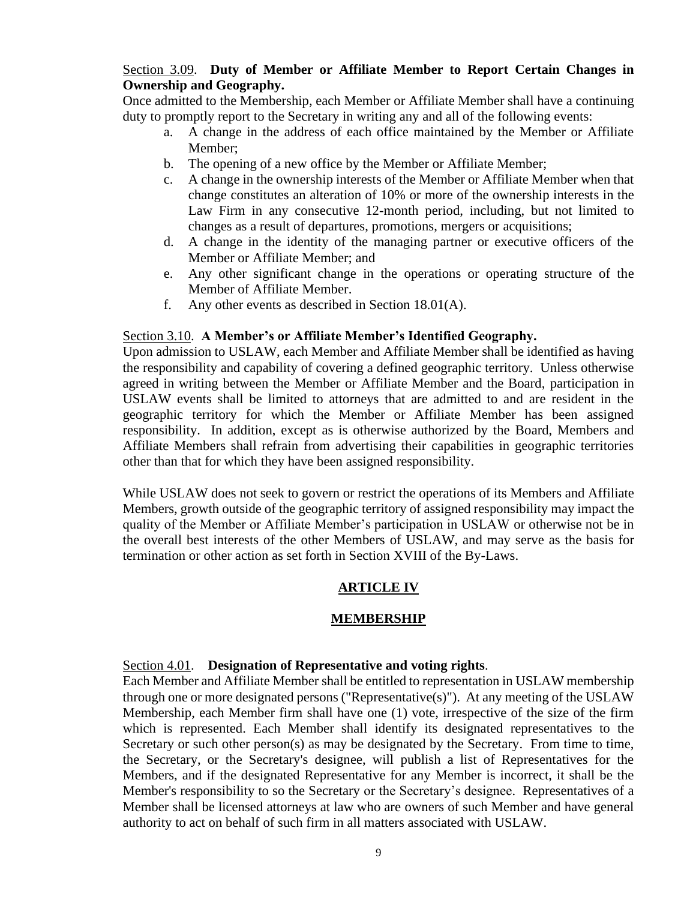Section 3.09. **Duty of Member or Affiliate Member to Report Certain Changes in Ownership and Geography.**

Once admitted to the Membership, each Member or Affiliate Member shall have a continuing duty to promptly report to the Secretary in writing any and all of the following events:

a. A change in the address of each office maintained by the Member or Affiliate Member;
b. The opening of a new office by the Member or Affiliate Member;
c. A change in the ownership interests of the Member or Affiliate Member when that change constitutes an alteration of 10% or more of the ownership interests in the Law Firm in any consecutive 12-month period, including, but not limited to changes as a result of departures, promotions, mergers or acquisitions;
d. A change in the identity of the managing partner or executive officers of the Member or Affiliate Member; and
e. Any other significant change in the operations or operating structure of the Member of Affiliate Member.
f. Any other events as described in Section 18.01(A).

Section 3.10. **A Member's or Affiliate Member's Identified Geography.**

Upon admission to USLAW, each Member and Affiliate Member shall be identified as having the responsibility and capability of covering a defined geographic territory. Unless otherwise agreed in writing between the Member or Affiliate Member and the Board, participation in USLAW events shall be limited to attorneys that are admitted to and are resident in the geographic territory for which the Member or Affiliate Member has been assigned responsibility. In addition, except as is otherwise authorized by the Board, Members and Affiliate Members shall refrain from advertising their capabilities in geographic territories other than that for which they have been assigned responsibility.

While USLAW does not seek to govern or restrict the operations of its Members and Affiliate Members, growth outside of the geographic territory of assigned responsibility may impact the quality of the Member or Affiliate Member's participation in USLAW or otherwise not be in the overall best interests of the other Members of USLAW, and may serve as the basis for termination or other action as set forth in Section XVIII of the By-Laws.

## ARTICLE IV

## MEMBERSHIP

Section 4.01. **Designation of Representative and voting rights**.

Each Member and Affiliate Member shall be entitled to representation in USLAW membership through one or more designated persons ("Representative(s)"). At any meeting of the USLAW Membership, each Member firm shall have one (1) vote, irrespective of the size of the firm which is represented. Each Member shall identify its designated representatives to the Secretary or such other person(s) as may be designated by the Secretary. From time to time, the Secretary, or the Secretary's designee, will publish a list of Representatives for the Members, and if the designated Representative for any Member is incorrect, it shall be the Member's responsibility to so the Secretary or the Secretary's designee. Representatives of a Member shall be licensed attorneys at law who are owners of such Member and have general authority to act on behalf of such firm in all matters associated with USLAW.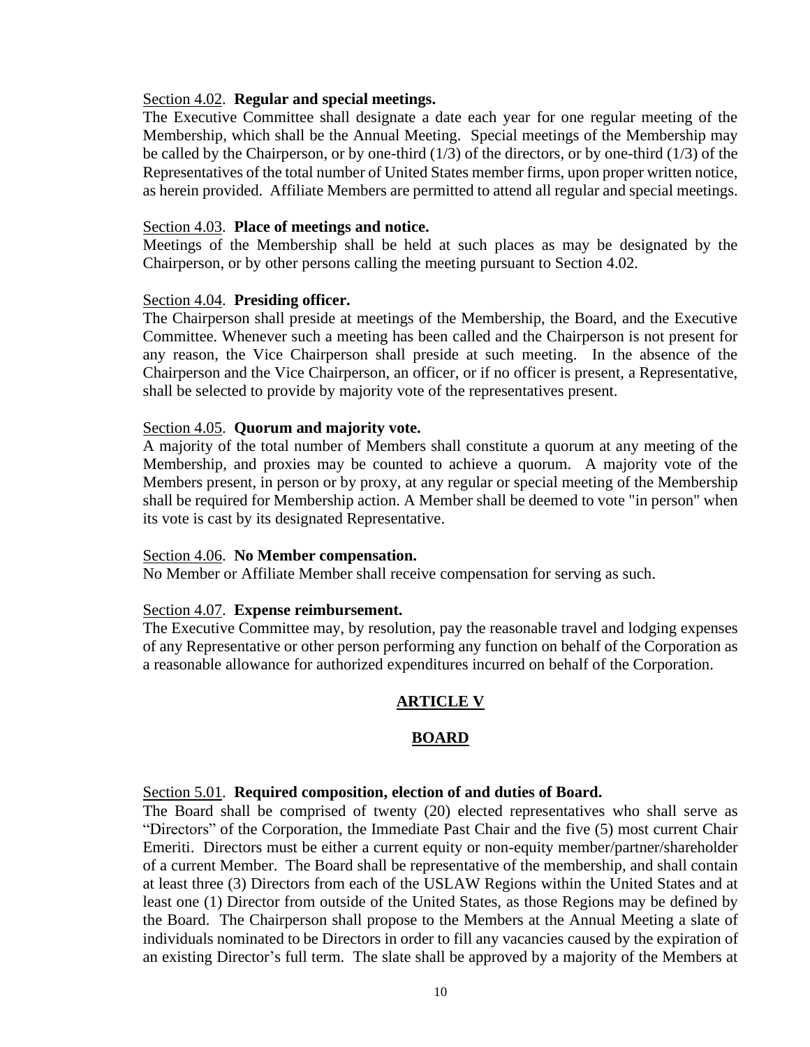Section 4.02. **Regular and special meetings.**

The Executive Committee shall designate a date each year for one regular meeting of the Membership, which shall be the Annual Meeting. Special meetings of the Membership may be called by the Chairperson, or by one-third (1/3) of the directors, or by one-third (1/3) of the Representatives of the total number of United States member firms, upon proper written notice, as herein provided. Affiliate Members are permitted to attend all regular and special meetings.

Section 4.03. **Place of meetings and notice.**

Meetings of the Membership shall be held at such places as may be designated by the Chairperson, or by other persons calling the meeting pursuant to Section 4.02.

Section 4.04. **Presiding officer.**

The Chairperson shall preside at meetings of the Membership, the Board, and the Executive Committee. Whenever such a meeting has been called and the Chairperson is not present for any reason, the Vice Chairperson shall preside at such meeting. In the absence of the Chairperson and the Vice Chairperson, an officer, or if no officer is present, a Representative, shall be selected to provide by majority vote of the representatives present.

Section 4.05. **Quorum and majority vote.**

A majority of the total number of Members shall constitute a quorum at any meeting of the Membership, and proxies may be counted to achieve a quorum. A majority vote of the Members present, in person or by proxy, at any regular or special meeting of the Membership shall be required for Membership action. A Member shall be deemed to vote "in person" when its vote is cast by its designated Representative.

Section 4.06. **No Member compensation.**

No Member or Affiliate Member shall receive compensation for serving as such.

Section 4.07. **Expense reimbursement.**

The Executive Committee may, by resolution, pay the reasonable travel and lodging expenses of any Representative or other person performing any function on behalf of the Corporation as a reasonable allowance for authorized expenditures incurred on behalf of the Corporation.

## ARTICLE V

## BOARD

Section 5.01. **Required composition, election of and duties of Board.**

The Board shall be comprised of twenty (20) elected representatives who shall serve as "Directors" of the Corporation, the Immediate Past Chair and the five (5) most current Chair Emeriti. Directors must be either a current equity or non-equity member/partner/shareholder of a current Member. The Board shall be representative of the membership, and shall contain at least three (3) Directors from each of the USLAW Regions within the United States and at least one (1) Director from outside of the United States, as those Regions may be defined by the Board. The Chairperson shall propose to the Members at the Annual Meeting a slate of individuals nominated to be Directors in order to fill any vacancies caused by the expiration of an existing Director's full term. The slate shall be approved by a majority of the Members at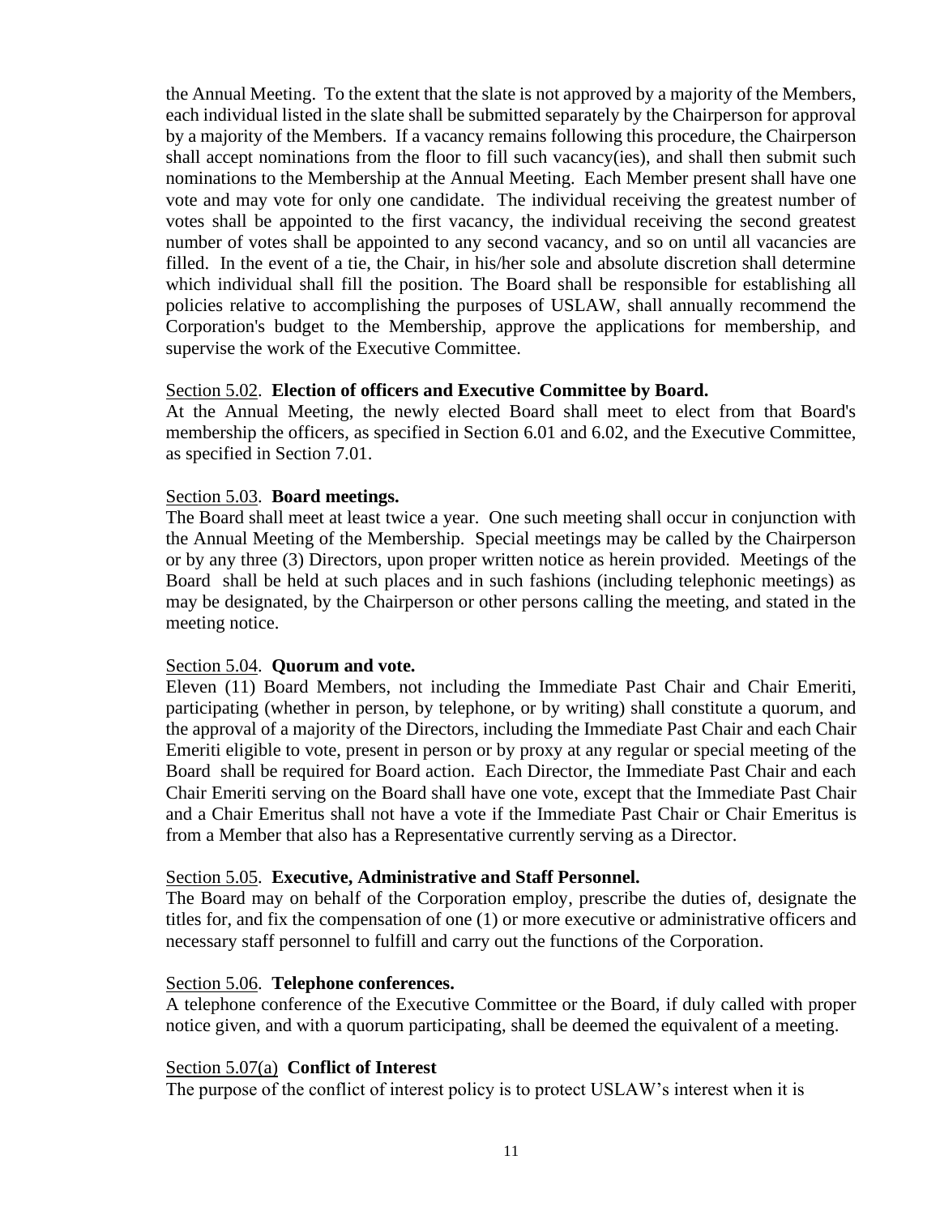the Annual Meeting. To the extent that the slate is not approved by a majority of the Members, each individual listed in the slate shall be submitted separately by the Chairperson for approval by a majority of the Members. If a vacancy remains following this procedure, the Chairperson shall accept nominations from the floor to fill such vacancy(ies), and shall then submit such nominations to the Membership at the Annual Meeting. Each Member present shall have one vote and may vote for only one candidate. The individual receiving the greatest number of votes shall be appointed to the first vacancy, the individual receiving the second greatest number of votes shall be appointed to any second vacancy, and so on until all vacancies are filled. In the event of a tie, the Chair, in his/her sole and absolute discretion shall determine which individual shall fill the position. The Board shall be responsible for establishing all policies relative to accomplishing the purposes of USLAW, shall annually recommend the Corporation's budget to the Membership, approve the applications for membership, and supervise the work of the Executive Committee.

Section 5.02. **Election of officers and Executive Committee by Board.**
At the Annual Meeting, the newly elected Board shall meet to elect from that Board's membership the officers, as specified in Section 6.01 and 6.02, and the Executive Committee, as specified in Section 7.01.

Section 5.03. **Board meetings.**
The Board shall meet at least twice a year. One such meeting shall occur in conjunction with the Annual Meeting of the Membership. Special meetings may be called by the Chairperson or by any three (3) Directors, upon proper written notice as herein provided. Meetings of the Board shall be held at such places and in such fashions (including telephonic meetings) as may be designated, by the Chairperson or other persons calling the meeting, and stated in the meeting notice.

Section 5.04. **Quorum and vote.**
Eleven (11) Board Members, not including the Immediate Past Chair and Chair Emeriti, participating (whether in person, by telephone, or by writing) shall constitute a quorum, and the approval of a majority of the Directors, including the Immediate Past Chair and each Chair Emeriti eligible to vote, present in person or by proxy at any regular or special meeting of the Board shall be required for Board action. Each Director, the Immediate Past Chair and each Chair Emeriti serving on the Board shall have one vote, except that the Immediate Past Chair and a Chair Emeritus shall not have a vote if the Immediate Past Chair or Chair Emeritus is from a Member that also has a Representative currently serving as a Director.

Section 5.05. **Executive, Administrative and Staff Personnel.**
The Board may on behalf of the Corporation employ, prescribe the duties of, designate the titles for, and fix the compensation of one (1) or more executive or administrative officers and necessary staff personnel to fulfill and carry out the functions of the Corporation.

Section 5.06. **Telephone conferences.**
A telephone conference of the Executive Committee or the Board, if duly called with proper notice given, and with a quorum participating, shall be deemed the equivalent of a meeting.

Section 5.07(a) **Conflict of Interest**
The purpose of the conflict of interest policy is to protect USLAW's interest when it is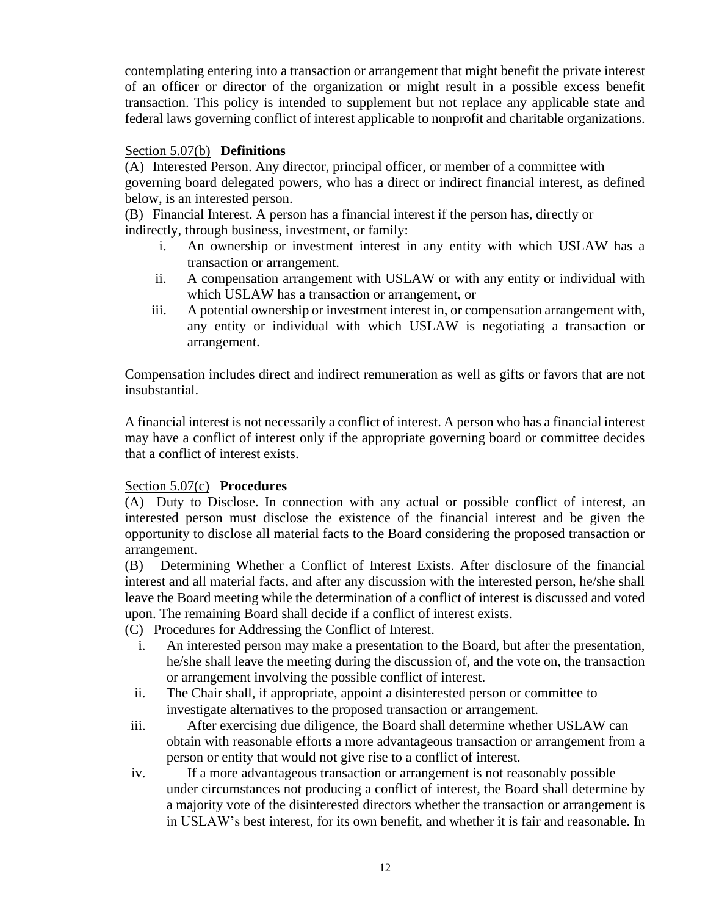contemplating entering into a transaction or arrangement that might benefit the private interest of an officer or director of the organization or might result in a possible excess benefit transaction. This policy is intended to supplement but not replace any applicable state and federal laws governing conflict of interest applicable to nonprofit and charitable organizations.

Section 5.07(b) **Definitions**

(A) Interested Person. Any director, principal officer, or member of a committee with governing board delegated powers, who has a direct or indirect financial interest, as defined below, is an interested person.

(B) Financial Interest. A person has a financial interest if the person has, directly or indirectly, through business, investment, or family:

i. An ownership or investment interest in any entity with which USLAW has a transaction or arrangement.
ii. A compensation arrangement with USLAW or with any entity or individual with which USLAW has a transaction or arrangement, or
iii. A potential ownership or investment interest in, or compensation arrangement with, any entity or individual with which USLAW is negotiating a transaction or arrangement.

Compensation includes direct and indirect remuneration as well as gifts or favors that are not insubstantial.

A financial interest is not necessarily a conflict of interest. A person who has a financial interest may have a conflict of interest only if the appropriate governing board or committee decides that a conflict of interest exists.

Section 5.07(c) **Procedures**

(A) Duty to Disclose. In connection with any actual or possible conflict of interest, an interested person must disclose the existence of the financial interest and be given the opportunity to disclose all material facts to the Board considering the proposed transaction or arrangement.

(B) Determining Whether a Conflict of Interest Exists. After disclosure of the financial interest and all material facts, and after any discussion with the interested person, he/she shall leave the Board meeting while the determination of a conflict of interest is discussed and voted upon. The remaining Board shall decide if a conflict of interest exists.

(C) Procedures for Addressing the Conflict of Interest.

i. An interested person may make a presentation to the Board, but after the presentation, he/she shall leave the meeting during the discussion of, and the vote on, the transaction or arrangement involving the possible conflict of interest.
ii. The Chair shall, if appropriate, appoint a disinterested person or committee to investigate alternatives to the proposed transaction or arrangement.
iii. After exercising due diligence, the Board shall determine whether USLAW can obtain with reasonable efforts a more advantageous transaction or arrangement from a person or entity that would not give rise to a conflict of interest.
iv. If a more advantageous transaction or arrangement is not reasonably possible under circumstances not producing a conflict of interest, the Board shall determine by a majority vote of the disinterested directors whether the transaction or arrangement is in USLAW's best interest, for its own benefit, and whether it is fair and reasonable. In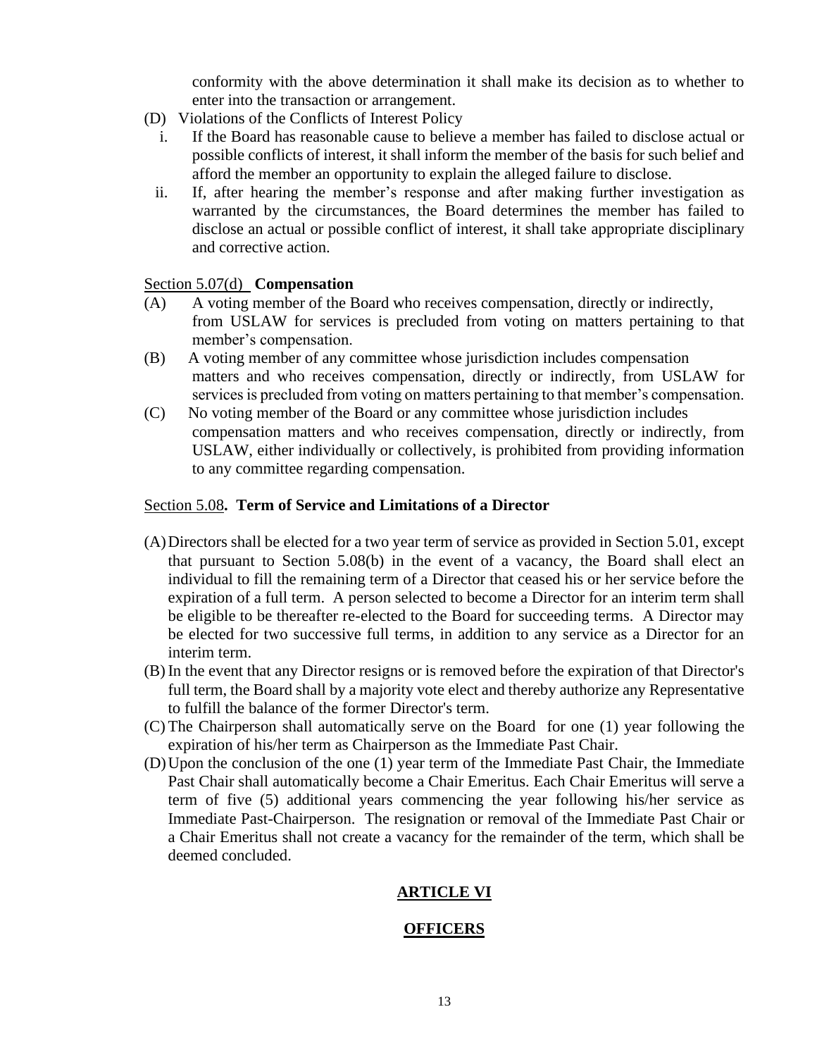conformity with the above determination it shall make its decision as to whether to enter into the transaction or arrangement.

(D) Violations of the Conflicts of Interest Policy

i. If the Board has reasonable cause to believe a member has failed to disclose actual or possible conflicts of interest, it shall inform the member of the basis for such belief and afford the member an opportunity to explain the alleged failure to disclose.

ii. If, after hearing the member's response and after making further investigation as warranted by the circumstances, the Board determines the member has failed to disclose an actual or possible conflict of interest, it shall take appropriate disciplinary and corrective action.

Section 5.07(d) **Compensation**

(A) A voting member of the Board who receives compensation, directly or indirectly, from USLAW for services is precluded from voting on matters pertaining to that member's compensation.

(B) A voting member of any committee whose jurisdiction includes compensation matters and who receives compensation, directly or indirectly, from USLAW for services is precluded from voting on matters pertaining to that member's compensation.

(C) No voting member of the Board or any committee whose jurisdiction includes compensation matters and who receives compensation, directly or indirectly, from USLAW, either individually or collectively, is prohibited from providing information to any committee regarding compensation.

Section 5.08**. Term of Service and Limitations of a Director**

(A) Directors shall be elected for a two year term of service as provided in Section 5.01, except that pursuant to Section 5.08(b) in the event of a vacancy, the Board shall elect an individual to fill the remaining term of a Director that ceased his or her service before the expiration of a full term. A person selected to become a Director for an interim term shall be eligible to be thereafter re-elected to the Board for succeeding terms. A Director may be elected for two successive full terms, in addition to any service as a Director for an interim term.

(B) In the event that any Director resigns or is removed before the expiration of that Director's full term, the Board shall by a majority vote elect and thereby authorize any Representative to fulfill the balance of the former Director's term.

(C) The Chairperson shall automatically serve on the Board for one (1) year following the expiration of his/her term as Chairperson as the Immediate Past Chair.

(D) Upon the conclusion of the one (1) year term of the Immediate Past Chair, the Immediate Past Chair shall automatically become a Chair Emeritus. Each Chair Emeritus will serve a term of five (5) additional years commencing the year following his/her service as Immediate Past-Chairperson. The resignation or removal of the Immediate Past Chair or a Chair Emeritus shall not create a vacancy for the remainder of the term, which shall be deemed concluded.

## ARTICLE VI

## OFFICERS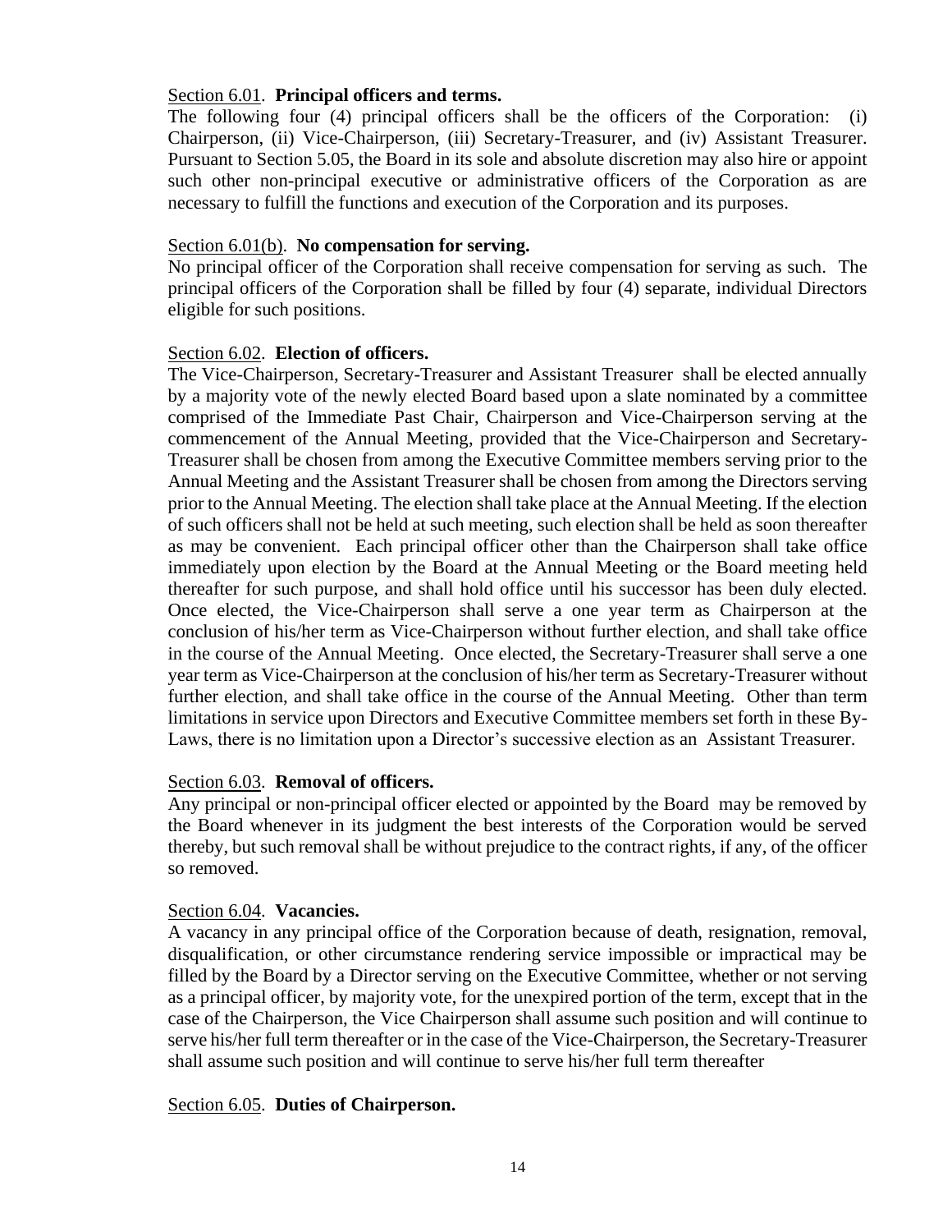Section 6.01. **Principal officers and terms.**

The following four (4) principal officers shall be the officers of the Corporation: (i) Chairperson, (ii) Vice-Chairperson, (iii) Secretary-Treasurer, and (iv) Assistant Treasurer. Pursuant to Section 5.05, the Board in its sole and absolute discretion may also hire or appoint such other non-principal executive or administrative officers of the Corporation as are necessary to fulfill the functions and execution of the Corporation and its purposes.

Section 6.01(b). **No compensation for serving.**

No principal officer of the Corporation shall receive compensation for serving as such. The principal officers of the Corporation shall be filled by four (4) separate, individual Directors eligible for such positions.

Section 6.02. **Election of officers.**

The Vice-Chairperson, Secretary-Treasurer and Assistant Treasurer shall be elected annually by a majority vote of the newly elected Board based upon a slate nominated by a committee comprised of the Immediate Past Chair, Chairperson and Vice-Chairperson serving at the commencement of the Annual Meeting, provided that the Vice-Chairperson and Secretary-Treasurer shall be chosen from among the Executive Committee members serving prior to the Annual Meeting and the Assistant Treasurer shall be chosen from among the Directors serving prior to the Annual Meeting. The election shall take place at the Annual Meeting. If the election of such officers shall not be held at such meeting, such election shall be held as soon thereafter as may be convenient. Each principal officer other than the Chairperson shall take office immediately upon election by the Board at the Annual Meeting or the Board meeting held thereafter for such purpose, and shall hold office until his successor has been duly elected. Once elected, the Vice-Chairperson shall serve a one year term as Chairperson at the conclusion of his/her term as Vice-Chairperson without further election, and shall take office in the course of the Annual Meeting. Once elected, the Secretary-Treasurer shall serve a one year term as Vice-Chairperson at the conclusion of his/her term as Secretary-Treasurer without further election, and shall take office in the course of the Annual Meeting. Other than term limitations in service upon Directors and Executive Committee members set forth in these By-Laws, there is no limitation upon a Director's successive election as an Assistant Treasurer.

Section 6.03. **Removal of officers.**

Any principal or non-principal officer elected or appointed by the Board may be removed by the Board whenever in its judgment the best interests of the Corporation would be served thereby, but such removal shall be without prejudice to the contract rights, if any, of the officer so removed.

Section 6.04. **Vacancies.**

A vacancy in any principal office of the Corporation because of death, resignation, removal, disqualification, or other circumstance rendering service impossible or impractical may be filled by the Board by a Director serving on the Executive Committee, whether or not serving as a principal officer, by majority vote, for the unexpired portion of the term, except that in the case of the Chairperson, the Vice Chairperson shall assume such position and will continue to serve his/her full term thereafter or in the case of the Vice-Chairperson, the Secretary-Treasurer shall assume such position and will continue to serve his/her full term thereafter

Section 6.05. **Duties of Chairperson.**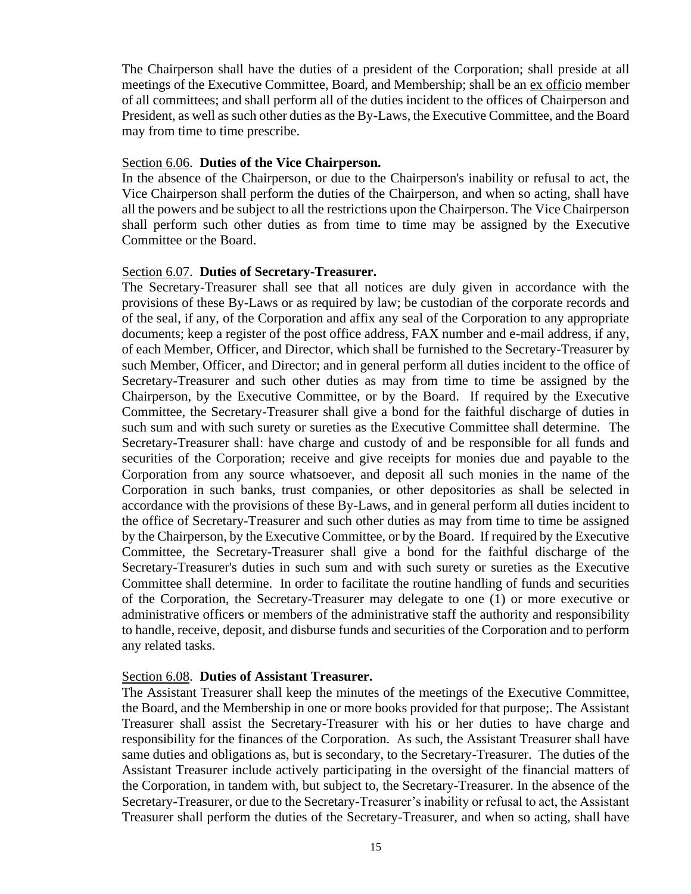The Chairperson shall have the duties of a president of the Corporation; shall preside at all meetings of the Executive Committee, Board, and Membership; shall be an ex officio member of all committees; and shall perform all of the duties incident to the offices of Chairperson and President, as well as such other duties as the By-Laws, the Executive Committee, and the Board may from time to time prescribe.

Section 6.06. **Duties of the Vice Chairperson.**
In the absence of the Chairperson, or due to the Chairperson's inability or refusal to act, the Vice Chairperson shall perform the duties of the Chairperson, and when so acting, shall have all the powers and be subject to all the restrictions upon the Chairperson. The Vice Chairperson shall perform such other duties as from time to time may be assigned by the Executive Committee or the Board.

Section 6.07. **Duties of Secretary-Treasurer.**
The Secretary-Treasurer shall see that all notices are duly given in accordance with the provisions of these By-Laws or as required by law; be custodian of the corporate records and of the seal, if any, of the Corporation and affix any seal of the Corporation to any appropriate documents; keep a register of the post office address, FAX number and e-mail address, if any, of each Member, Officer, and Director, which shall be furnished to the Secretary-Treasurer by such Member, Officer, and Director; and in general perform all duties incident to the office of Secretary-Treasurer and such other duties as may from time to time be assigned by the Chairperson, by the Executive Committee, or by the Board. If required by the Executive Committee, the Secretary-Treasurer shall give a bond for the faithful discharge of duties in such sum and with such surety or sureties as the Executive Committee shall determine. The Secretary-Treasurer shall: have charge and custody of and be responsible for all funds and securities of the Corporation; receive and give receipts for monies due and payable to the Corporation from any source whatsoever, and deposit all such monies in the name of the Corporation in such banks, trust companies, or other depositories as shall be selected in accordance with the provisions of these By-Laws, and in general perform all duties incident to the office of Secretary-Treasurer and such other duties as may from time to time be assigned by the Chairperson, by the Executive Committee, or by the Board. If required by the Executive Committee, the Secretary-Treasurer shall give a bond for the faithful discharge of the Secretary-Treasurer's duties in such sum and with such surety or sureties as the Executive Committee shall determine. In order to facilitate the routine handling of funds and securities of the Corporation, the Secretary-Treasurer may delegate to one (1) or more executive or administrative officers or members of the administrative staff the authority and responsibility to handle, receive, deposit, and disburse funds and securities of the Corporation and to perform any related tasks.

Section 6.08. **Duties of Assistant Treasurer.**
The Assistant Treasurer shall keep the minutes of the meetings of the Executive Committee, the Board, and the Membership in one or more books provided for that purpose;. The Assistant Treasurer shall assist the Secretary-Treasurer with his or her duties to have charge and responsibility for the finances of the Corporation. As such, the Assistant Treasurer shall have same duties and obligations as, but is secondary, to the Secretary-Treasurer. The duties of the Assistant Treasurer include actively participating in the oversight of the financial matters of the Corporation, in tandem with, but subject to, the Secretary-Treasurer. In the absence of the Secretary-Treasurer, or due to the Secretary-Treasurer's inability or refusal to act, the Assistant Treasurer shall perform the duties of the Secretary-Treasurer, and when so acting, shall have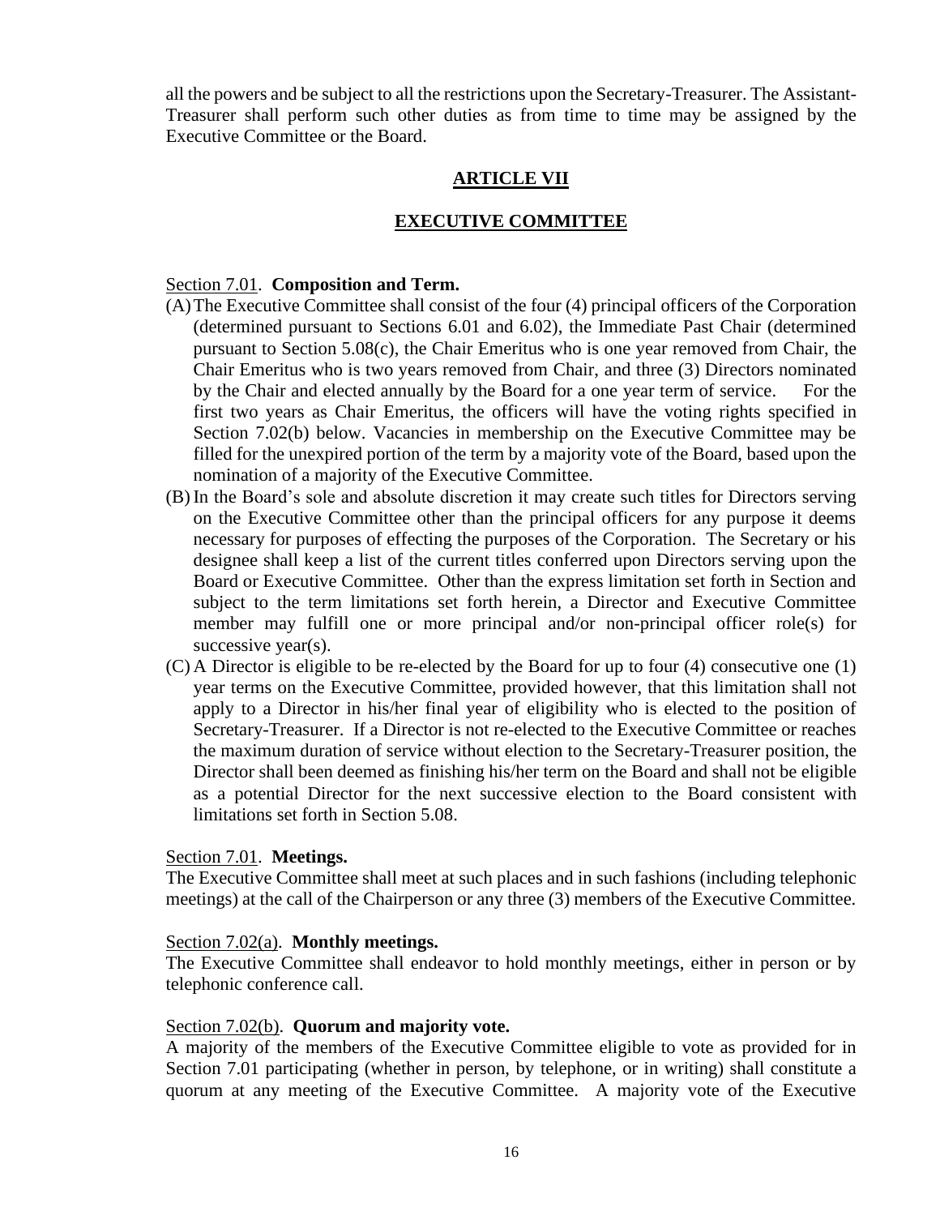all the powers and be subject to all the restrictions upon the Secretary-Treasurer. The Assistant-Treasurer shall perform such other duties as from time to time may be assigned by the Executive Committee or the Board.

## ARTICLE VII

## EXECUTIVE COMMITTEE

Section 7.01. **Composition and Term.**

(A) The Executive Committee shall consist of the four (4) principal officers of the Corporation (determined pursuant to Sections 6.01 and 6.02), the Immediate Past Chair (determined pursuant to Section 5.08(c), the Chair Emeritus who is one year removed from Chair, the Chair Emeritus who is two years removed from Chair, and three (3) Directors nominated by the Chair and elected annually by the Board for a one year term of service. For the first two years as Chair Emeritus, the officers will have the voting rights specified in Section 7.02(b) below. Vacancies in membership on the Executive Committee may be filled for the unexpired portion of the term by a majority vote of the Board, based upon the nomination of a majority of the Executive Committee.

(B) In the Board's sole and absolute discretion it may create such titles for Directors serving on the Executive Committee other than the principal officers for any purpose it deems necessary for purposes of effecting the purposes of the Corporation. The Secretary or his designee shall keep a list of the current titles conferred upon Directors serving upon the Board or Executive Committee. Other than the express limitation set forth in Section and subject to the term limitations set forth herein, a Director and Executive Committee member may fulfill one or more principal and/or non-principal officer role(s) for successive year(s).

(C) A Director is eligible to be re-elected by the Board for up to four (4) consecutive one (1) year terms on the Executive Committee, provided however, that this limitation shall not apply to a Director in his/her final year of eligibility who is elected to the position of Secretary-Treasurer. If a Director is not re-elected to the Executive Committee or reaches the maximum duration of service without election to the Secretary-Treasurer position, the Director shall been deemed as finishing his/her term on the Board and shall not be eligible as a potential Director for the next successive election to the Board consistent with limitations set forth in Section 5.08.

Section 7.01. **Meetings.**

The Executive Committee shall meet at such places and in such fashions (including telephonic meetings) at the call of the Chairperson or any three (3) members of the Executive Committee.

Section 7.02(a). **Monthly meetings.**

The Executive Committee shall endeavor to hold monthly meetings, either in person or by telephonic conference call.

Section 7.02(b). **Quorum and majority vote.**

A majority of the members of the Executive Committee eligible to vote as provided for in Section 7.01 participating (whether in person, by telephone, or in writing) shall constitute a quorum at any meeting of the Executive Committee. A majority vote of the Executive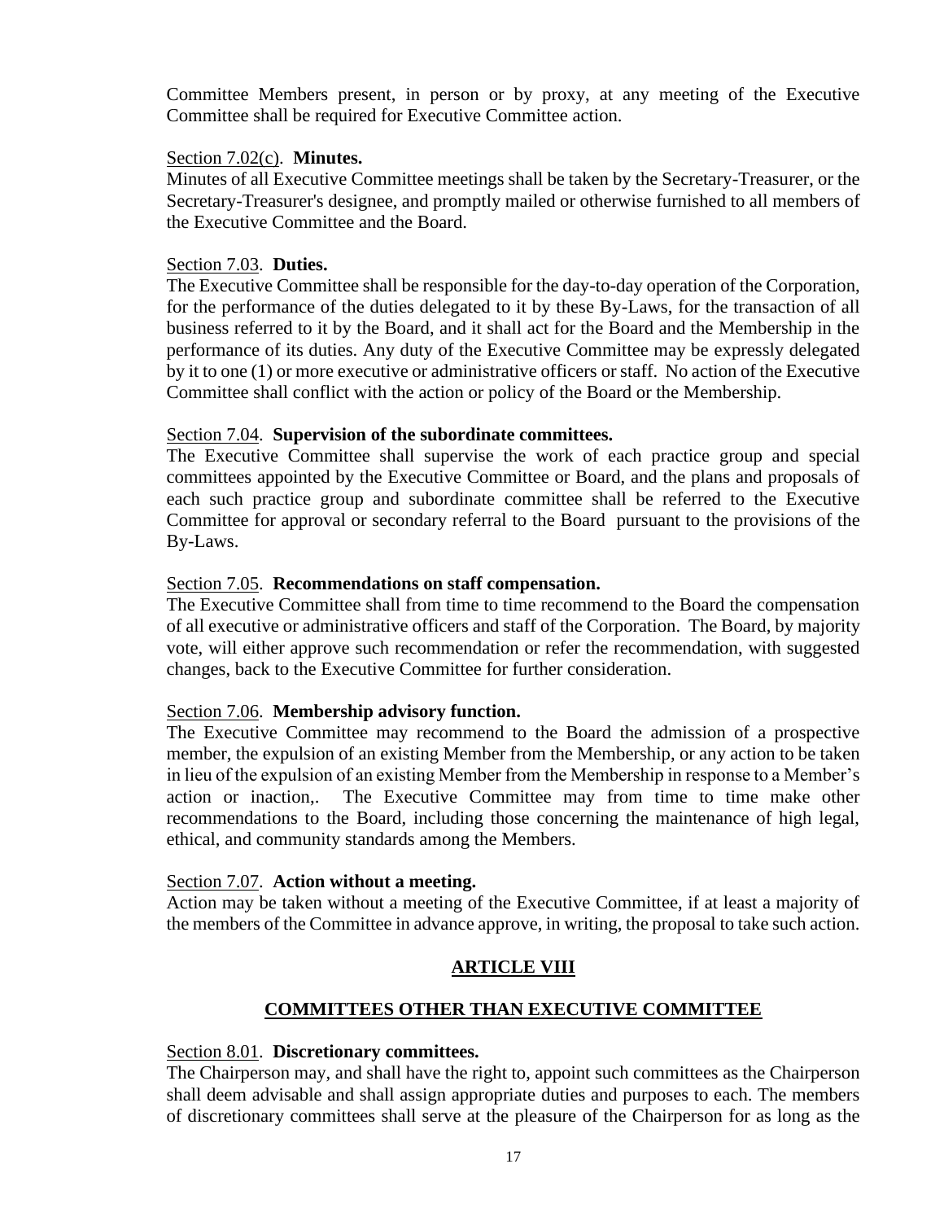Committee Members present, in person or by proxy, at any meeting of the Executive Committee shall be required for Executive Committee action.

Section 7.02(c). **Minutes.**
Minutes of all Executive Committee meetings shall be taken by the Secretary-Treasurer, or the Secretary-Treasurer's designee, and promptly mailed or otherwise furnished to all members of the Executive Committee and the Board.

Section 7.03. **Duties.**
The Executive Committee shall be responsible for the day-to-day operation of the Corporation, for the performance of the duties delegated to it by these By-Laws, for the transaction of all business referred to it by the Board, and it shall act for the Board and the Membership in the performance of its duties. Any duty of the Executive Committee may be expressly delegated by it to one (1) or more executive or administrative officers or staff. No action of the Executive Committee shall conflict with the action or policy of the Board or the Membership.

Section 7.04. **Supervision of the subordinate committees.**
The Executive Committee shall supervise the work of each practice group and special committees appointed by the Executive Committee or Board, and the plans and proposals of each such practice group and subordinate committee shall be referred to the Executive Committee for approval or secondary referral to the Board pursuant to the provisions of the By-Laws.

Section 7.05. **Recommendations on staff compensation.**
The Executive Committee shall from time to time recommend to the Board the compensation of all executive or administrative officers and staff of the Corporation. The Board, by majority vote, will either approve such recommendation or refer the recommendation, with suggested changes, back to the Executive Committee for further consideration.

Section 7.06. **Membership advisory function.**
The Executive Committee may recommend to the Board the admission of a prospective member, the expulsion of an existing Member from the Membership, or any action to be taken in lieu of the expulsion of an existing Member from the Membership in response to a Member's action or inaction,. The Executive Committee may from time to time make other recommendations to the Board, including those concerning the maintenance of high legal, ethical, and community standards among the Members.

Section 7.07. **Action without a meeting.**
Action may be taken without a meeting of the Executive Committee, if at least a majority of the members of the Committee in advance approve, in writing, the proposal to take such action.

## ARTICLE VIII

## COMMITTEES OTHER THAN EXECUTIVE COMMITTEE

Section 8.01. **Discretionary committees.**
The Chairperson may, and shall have the right to, appoint such committees as the Chairperson shall deem advisable and shall assign appropriate duties and purposes to each. The members of discretionary committees shall serve at the pleasure of the Chairperson for as long as the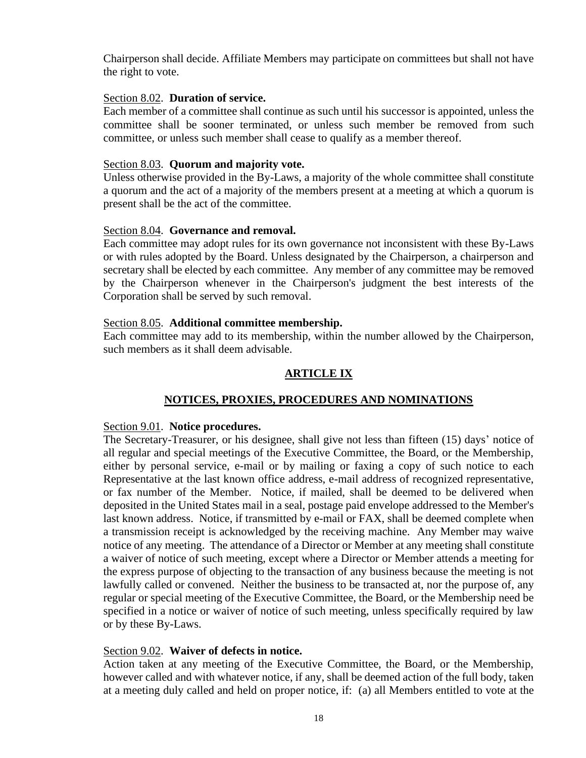Chairperson shall decide. Affiliate Members may participate on committees but shall not have the right to vote.

Section 8.02. **Duration of service.**
Each member of a committee shall continue as such until his successor is appointed, unless the committee shall be sooner terminated, or unless such member be removed from such committee, or unless such member shall cease to qualify as a member thereof.

Section 8.03. **Quorum and majority vote.**
Unless otherwise provided in the By-Laws, a majority of the whole committee shall constitute a quorum and the act of a majority of the members present at a meeting at which a quorum is present shall be the act of the committee.

Section 8.04. **Governance and removal.**
Each committee may adopt rules for its own governance not inconsistent with these By-Laws or with rules adopted by the Board. Unless designated by the Chairperson, a chairperson and secretary shall be elected by each committee. Any member of any committee may be removed by the Chairperson whenever in the Chairperson's judgment the best interests of the Corporation shall be served by such removal.

Section 8.05. **Additional committee membership.**
Each committee may add to its membership, within the number allowed by the Chairperson, such members as it shall deem advisable.

## ARTICLE IX

## NOTICES, PROXIES, PROCEDURES AND NOMINATIONS

Section 9.01. **Notice procedures.**
The Secretary-Treasurer, or his designee, shall give not less than fifteen (15) days' notice of all regular and special meetings of the Executive Committee, the Board, or the Membership, either by personal service, e-mail or by mailing or faxing a copy of such notice to each Representative at the last known office address, e-mail address of recognized representative, or fax number of the Member. Notice, if mailed, shall be deemed to be delivered when deposited in the United States mail in a seal, postage paid envelope addressed to the Member's last known address. Notice, if transmitted by e-mail or FAX, shall be deemed complete when a transmission receipt is acknowledged by the receiving machine. Any Member may waive notice of any meeting. The attendance of a Director or Member at any meeting shall constitute a waiver of notice of such meeting, except where a Director or Member attends a meeting for the express purpose of objecting to the transaction of any business because the meeting is not lawfully called or convened. Neither the business to be transacted at, nor the purpose of, any regular or special meeting of the Executive Committee, the Board, or the Membership need be specified in a notice or waiver of notice of such meeting, unless specifically required by law or by these By-Laws.

Section 9.02. **Waiver of defects in notice.**
Action taken at any meeting of the Executive Committee, the Board, or the Membership, however called and with whatever notice, if any, shall be deemed action of the full body, taken at a meeting duly called and held on proper notice, if: (a) all Members entitled to vote at the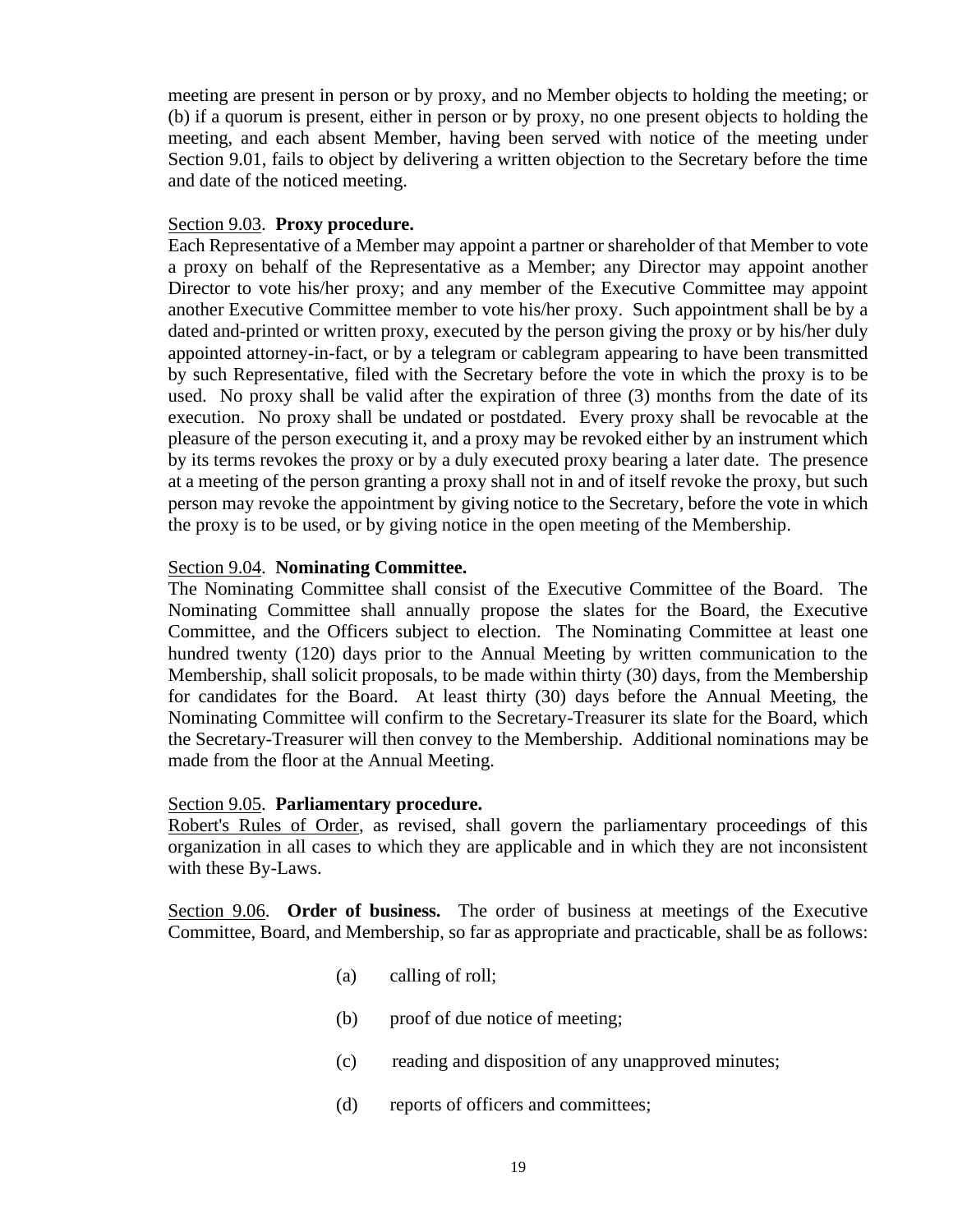meeting are present in person or by proxy, and no Member objects to holding the meeting; or (b) if a quorum is present, either in person or by proxy, no one present objects to holding the meeting, and each absent Member, having been served with notice of the meeting under Section 9.01, fails to object by delivering a written objection to the Secretary before the time and date of the noticed meeting.

Section 9.03. **Proxy procedure.**
Each Representative of a Member may appoint a partner or shareholder of that Member to vote a proxy on behalf of the Representative as a Member; any Director may appoint another Director to vote his/her proxy; and any member of the Executive Committee may appoint another Executive Committee member to vote his/her proxy. Such appointment shall be by a dated and-printed or written proxy, executed by the person giving the proxy or by his/her duly appointed attorney-in-fact, or by a telegram or cablegram appearing to have been transmitted by such Representative, filed with the Secretary before the vote in which the proxy is to be used. No proxy shall be valid after the expiration of three (3) months from the date of its execution. No proxy shall be undated or postdated. Every proxy shall be revocable at the pleasure of the person executing it, and a proxy may be revoked either by an instrument which by its terms revokes the proxy or by a duly executed proxy bearing a later date. The presence at a meeting of the person granting a proxy shall not in and of itself revoke the proxy, but such person may revoke the appointment by giving notice to the Secretary, before the vote in which the proxy is to be used, or by giving notice in the open meeting of the Membership.

Section 9.04. **Nominating Committee.**
The Nominating Committee shall consist of the Executive Committee of the Board. The Nominating Committee shall annually propose the slates for the Board, the Executive Committee, and the Officers subject to election. The Nominating Committee at least one hundred twenty (120) days prior to the Annual Meeting by written communication to the Membership, shall solicit proposals, to be made within thirty (30) days, from the Membership for candidates for the Board. At least thirty (30) days before the Annual Meeting, the Nominating Committee will confirm to the Secretary-Treasurer its slate for the Board, which the Secretary-Treasurer will then convey to the Membership. Additional nominations may be made from the floor at the Annual Meeting.

Section 9.05. **Parliamentary procedure.**
Robert's Rules of Order, as revised, shall govern the parliamentary proceedings of this organization in all cases to which they are applicable and in which they are not inconsistent with these By-Laws.

Section 9.06. **Order of business.** The order of business at meetings of the Executive Committee, Board, and Membership, so far as appropriate and practicable, shall be as follows:

(a) calling of roll;

(b) proof of due notice of meeting;

(c) reading and disposition of any unapproved minutes;

(d) reports of officers and committees;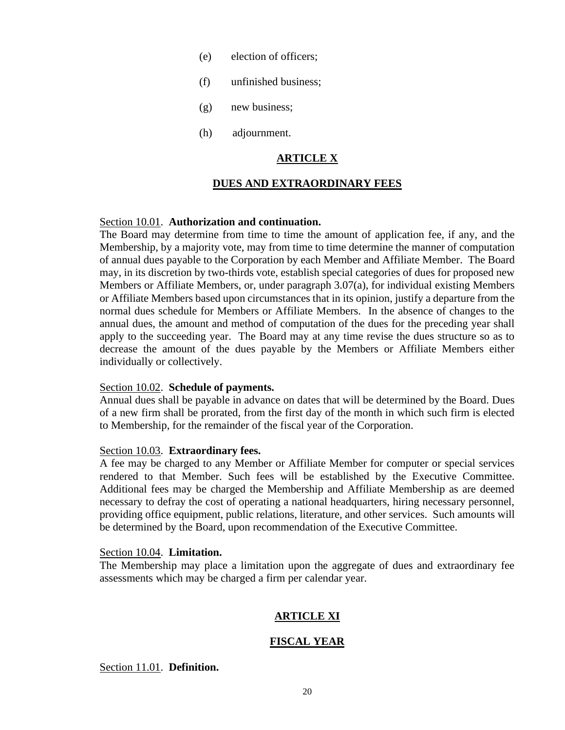(e) election of officers;

(f) unfinished business;

(g) new business;

(h) adjournment.

## ARTICLE X

## DUES AND EXTRAORDINARY FEES

Section 10.01. **Authorization and continuation.**
The Board may determine from time to time the amount of application fee, if any, and the Membership, by a majority vote, may from time to time determine the manner of computation of annual dues payable to the Corporation by each Member and Affiliate Member. The Board may, in its discretion by two-thirds vote, establish special categories of dues for proposed new Members or Affiliate Members, or, under paragraph 3.07(a), for individual existing Members or Affiliate Members based upon circumstances that in its opinion, justify a departure from the normal dues schedule for Members or Affiliate Members. In the absence of changes to the annual dues, the amount and method of computation of the dues for the preceding year shall apply to the succeeding year. The Board may at any time revise the dues structure so as to decrease the amount of the dues payable by the Members or Affiliate Members either individually or collectively.

Section 10.02. **Schedule of payments.**
Annual dues shall be payable in advance on dates that will be determined by the Board. Dues of a new firm shall be prorated, from the first day of the month in which such firm is elected to Membership, for the remainder of the fiscal year of the Corporation.

Section 10.03. **Extraordinary fees.**
A fee may be charged to any Member or Affiliate Member for computer or special services rendered to that Member. Such fees will be established by the Executive Committee. Additional fees may be charged the Membership and Affiliate Membership as are deemed necessary to defray the cost of operating a national headquarters, hiring necessary personnel, providing office equipment, public relations, literature, and other services. Such amounts will be determined by the Board, upon recommendation of the Executive Committee.

Section 10.04. **Limitation.**
The Membership may place a limitation upon the aggregate of dues and extraordinary fee assessments which may be charged a firm per calendar year.

## ARTICLE XI

## FISCAL YEAR

Section 11.01. **Definition.**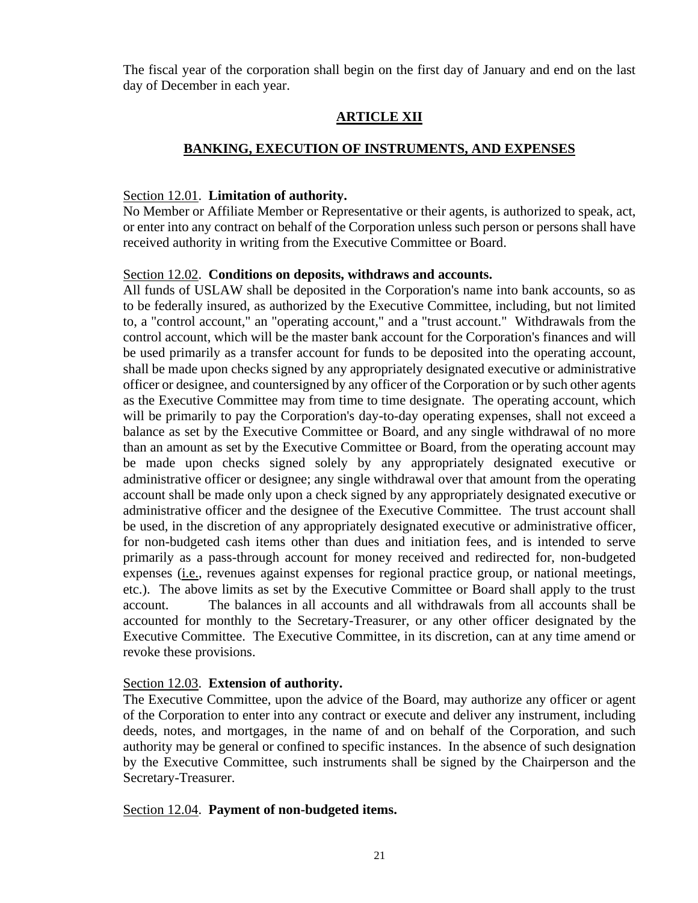The fiscal year of the corporation shall begin on the first day of January and end on the last day of December in each year.

## ARTICLE XII

## BANKING, EXECUTION OF INSTRUMENTS, AND EXPENSES

Section 12.01. **Limitation of authority.**
No Member or Affiliate Member or Representative or their agents, is authorized to speak, act, or enter into any contract on behalf of the Corporation unless such person or persons shall have received authority in writing from the Executive Committee or Board.

Section 12.02. **Conditions on deposits, withdraws and accounts.**
All funds of USLAW shall be deposited in the Corporation's name into bank accounts, so as to be federally insured, as authorized by the Executive Committee, including, but not limited to, a "control account," an "operating account," and a "trust account." Withdrawals from the control account, which will be the master bank account for the Corporation's finances and will be used primarily as a transfer account for funds to be deposited into the operating account, shall be made upon checks signed by any appropriately designated executive or administrative officer or designee, and countersigned by any officer of the Corporation or by such other agents as the Executive Committee may from time to time designate. The operating account, which will be primarily to pay the Corporation's day-to-day operating expenses, shall not exceed a balance as set by the Executive Committee or Board, and any single withdrawal of no more than an amount as set by the Executive Committee or Board, from the operating account may be made upon checks signed solely by any appropriately designated executive or administrative officer or designee; any single withdrawal over that amount from the operating account shall be made only upon a check signed by any appropriately designated executive or administrative officer and the designee of the Executive Committee. The trust account shall be used, in the discretion of any appropriately designated executive or administrative officer, for non-budgeted cash items other than dues and initiation fees, and is intended to serve primarily as a pass-through account for money received and redirected for, non-budgeted expenses (i.e., revenues against expenses for regional practice group, or national meetings, etc.). The above limits as set by the Executive Committee or Board shall apply to the trust account. The balances in all accounts and all withdrawals from all accounts shall be accounted for monthly to the Secretary-Treasurer, or any other officer designated by the Executive Committee. The Executive Committee, in its discretion, can at any time amend or revoke these provisions.

Section 12.03. **Extension of authority.**
The Executive Committee, upon the advice of the Board, may authorize any officer or agent of the Corporation to enter into any contract or execute and deliver any instrument, including deeds, notes, and mortgages, in the name of and on behalf of the Corporation, and such authority may be general or confined to specific instances. In the absence of such designation by the Executive Committee, such instruments shall be signed by the Chairperson and the Secretary-Treasurer.

Section 12.04. **Payment of non-budgeted items.**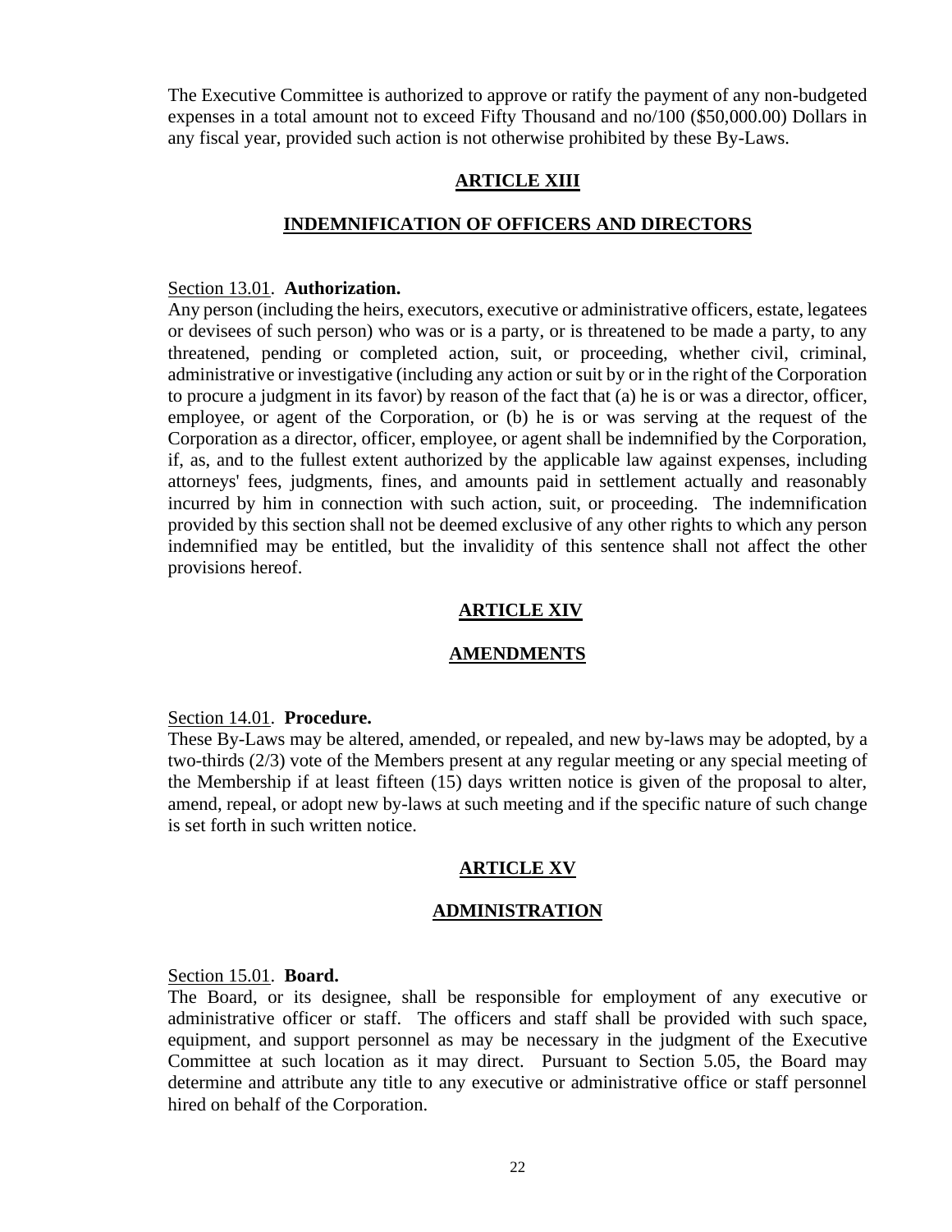The Executive Committee is authorized to approve or ratify the payment of any non-budgeted expenses in a total amount not to exceed Fifty Thousand and no/100 ($50,000.00) Dollars in any fiscal year, provided such action is not otherwise prohibited by these By-Laws.

## ARTICLE XIII

## INDEMNIFICATION OF OFFICERS AND DIRECTORS

Section 13.01. **Authorization.**
Any person (including the heirs, executors, executive or administrative officers, estate, legatees or devisees of such person) who was or is a party, or is threatened to be made a party, to any threatened, pending or completed action, suit, or proceeding, whether civil, criminal, administrative or investigative (including any action or suit by or in the right of the Corporation to procure a judgment in its favor) by reason of the fact that (a) he is or was a director, officer, employee, or agent of the Corporation, or (b) he is or was serving at the request of the Corporation as a director, officer, employee, or agent shall be indemnified by the Corporation, if, as, and to the fullest extent authorized by the applicable law against expenses, including attorneys' fees, judgments, fines, and amounts paid in settlement actually and reasonably incurred by him in connection with such action, suit, or proceeding. The indemnification provided by this section shall not be deemed exclusive of any other rights to which any person indemnified may be entitled, but the invalidity of this sentence shall not affect the other provisions hereof.

## ARTICLE XIV

## AMENDMENTS

Section 14.01. **Procedure.**
These By-Laws may be altered, amended, or repealed, and new by-laws may be adopted, by a two-thirds (2/3) vote of the Members present at any regular meeting or any special meeting of the Membership if at least fifteen (15) days written notice is given of the proposal to alter, amend, repeal, or adopt new by-laws at such meeting and if the specific nature of such change is set forth in such written notice.

## ARTICLE XV

## ADMINISTRATION

Section 15.01. **Board.**
The Board, or its designee, shall be responsible for employment of any executive or administrative officer or staff. The officers and staff shall be provided with such space, equipment, and support personnel as may be necessary in the judgment of the Executive Committee at such location as it may direct. Pursuant to Section 5.05, the Board may determine and attribute any title to any executive or administrative office or staff personnel hired on behalf of the Corporation.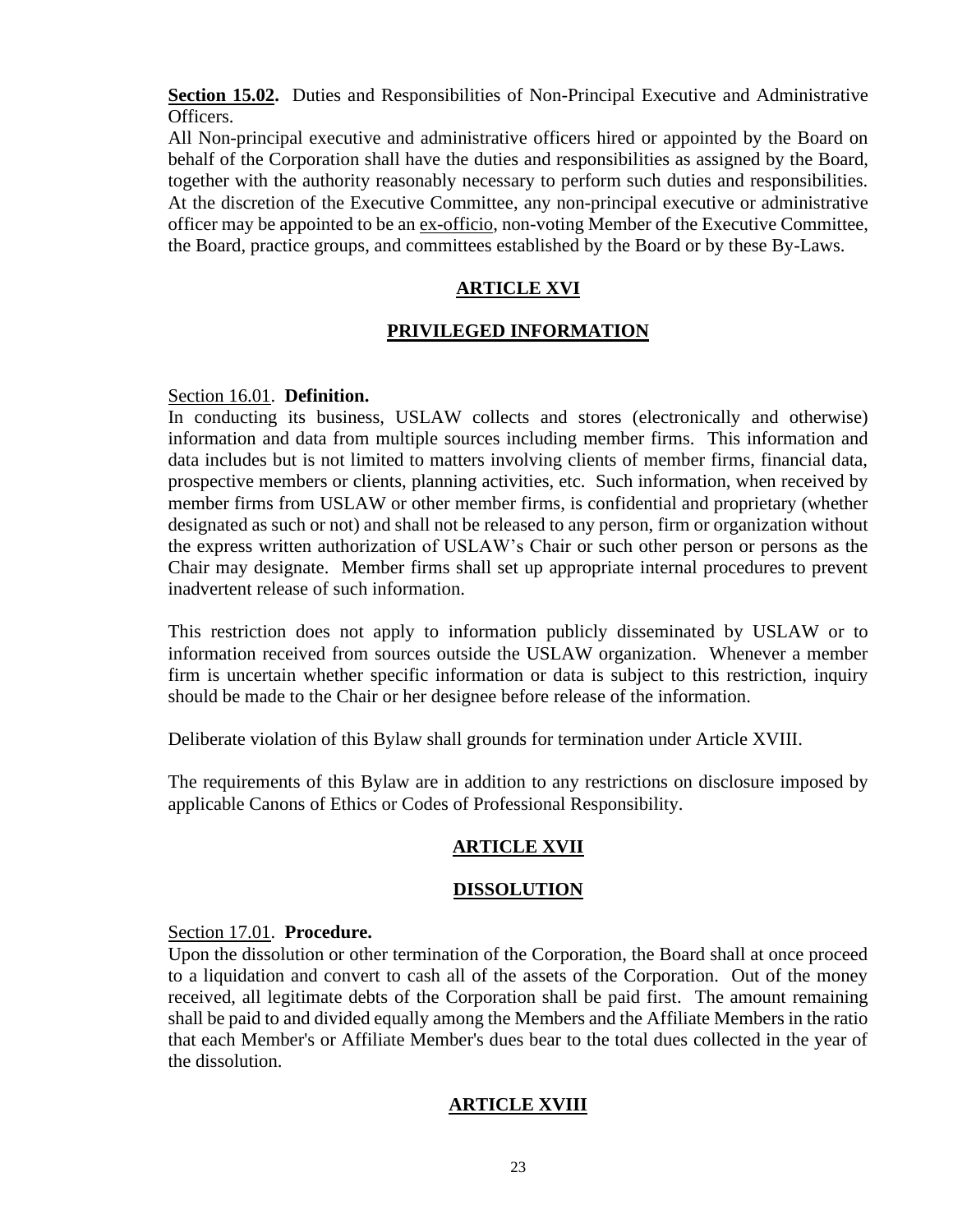**Section 15.02.** Duties and Responsibilities of Non-Principal Executive and Administrative Officers.

All Non-principal executive and administrative officers hired or appointed by the Board on behalf of the Corporation shall have the duties and responsibilities as assigned by the Board, together with the authority reasonably necessary to perform such duties and responsibilities. At the discretion of the Executive Committee, any non-principal executive or administrative officer may be appointed to be an ex-officio, non-voting Member of the Executive Committee, the Board, practice groups, and committees established by the Board or by these By-Laws.

## ARTICLE XVI

## PRIVILEGED INFORMATION

Section 16.01. **Definition.**

In conducting its business, USLAW collects and stores (electronically and otherwise) information and data from multiple sources including member firms. This information and data includes but is not limited to matters involving clients of member firms, financial data, prospective members or clients, planning activities, etc. Such information, when received by member firms from USLAW or other member firms, is confidential and proprietary (whether designated as such or not) and shall not be released to any person, firm or organization without the express written authorization of USLAW's Chair or such other person or persons as the Chair may designate. Member firms shall set up appropriate internal procedures to prevent inadvertent release of such information.

This restriction does not apply to information publicly disseminated by USLAW or to information received from sources outside the USLAW organization. Whenever a member firm is uncertain whether specific information or data is subject to this restriction, inquiry should be made to the Chair or her designee before release of the information.

Deliberate violation of this Bylaw shall grounds for termination under Article XVIII.

The requirements of this Bylaw are in addition to any restrictions on disclosure imposed by applicable Canons of Ethics or Codes of Professional Responsibility.

## ARTICLE XVII

## DISSOLUTION

Section 17.01. **Procedure.**

Upon the dissolution or other termination of the Corporation, the Board shall at once proceed to a liquidation and convert to cash all of the assets of the Corporation. Out of the money received, all legitimate debts of the Corporation shall be paid first. The amount remaining shall be paid to and divided equally among the Members and the Affiliate Members in the ratio that each Member's or Affiliate Member's dues bear to the total dues collected in the year of the dissolution.

## ARTICLE XVIII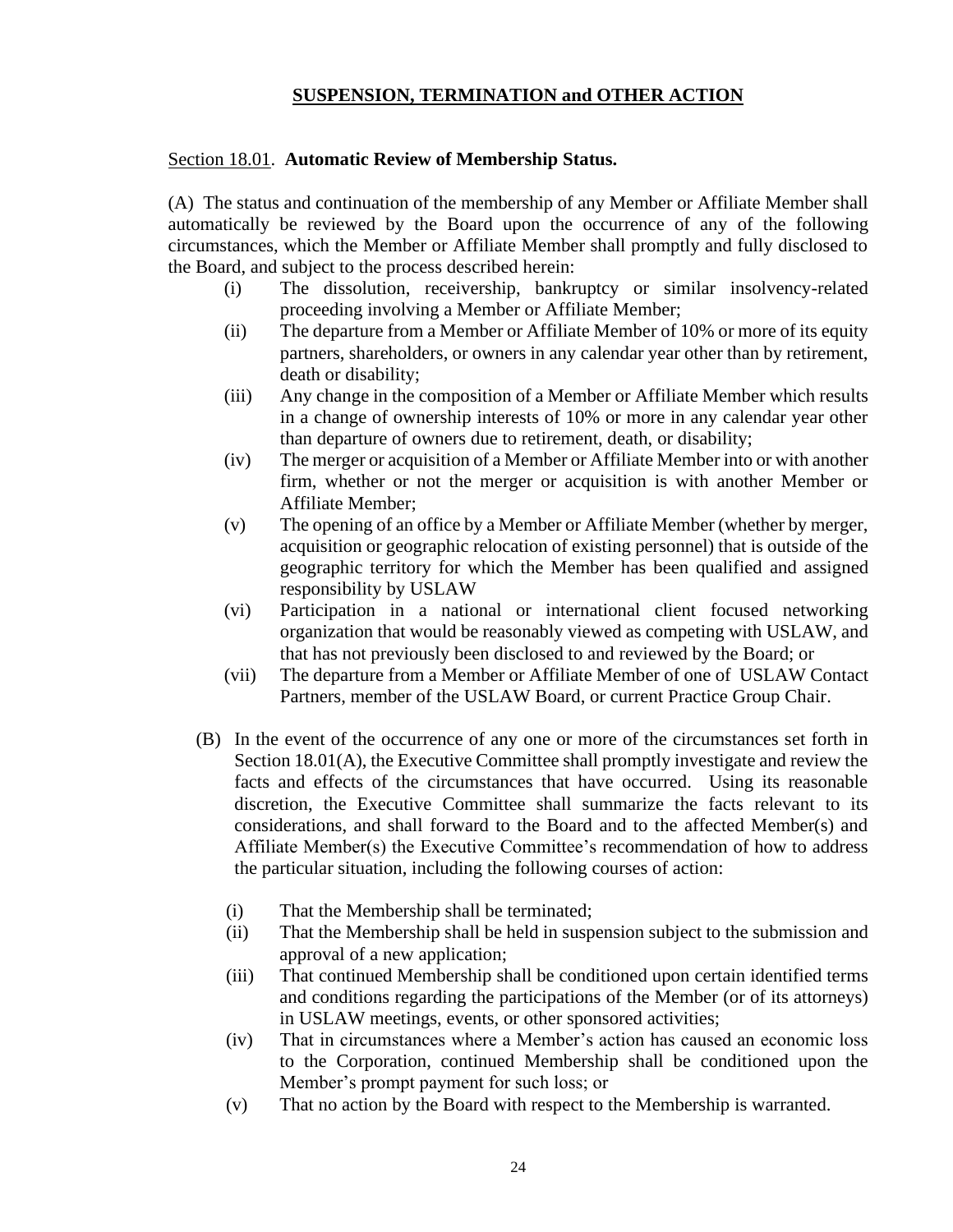## SUSPENSION, TERMINATION and OTHER ACTION

Section 18.01. **Automatic Review of Membership Status.**

(A) The status and continuation of the membership of any Member or Affiliate Member shall automatically be reviewed by the Board upon the occurrence of any of the following circumstances, which the Member or Affiliate Member shall promptly and fully disclosed to the Board, and subject to the process described herein:

- (i) The dissolution, receivership, bankruptcy or similar insolvency-related proceeding involving a Member or Affiliate Member;
- (ii) The departure from a Member or Affiliate Member of 10% or more of its equity partners, shareholders, or owners in any calendar year other than by retirement, death or disability;
- (iii) Any change in the composition of a Member or Affiliate Member which results in a change of ownership interests of 10% or more in any calendar year other than departure of owners due to retirement, death, or disability;
- (iv) The merger or acquisition of a Member or Affiliate Member into or with another firm, whether or not the merger or acquisition is with another Member or Affiliate Member;
- (v) The opening of an office by a Member or Affiliate Member (whether by merger, acquisition or geographic relocation of existing personnel) that is outside of the geographic territory for which the Member has been qualified and assigned responsibility by USLAW
- (vi) Participation in a national or international client focused networking organization that would be reasonably viewed as competing with USLAW, and that has not previously been disclosed to and reviewed by the Board; or
- (vii) The departure from a Member or Affiliate Member of one of USLAW Contact Partners, member of the USLAW Board, or current Practice Group Chair.

(B) In the event of the occurrence of any one or more of the circumstances set forth in Section 18.01(A), the Executive Committee shall promptly investigate and review the facts and effects of the circumstances that have occurred. Using its reasonable discretion, the Executive Committee shall summarize the facts relevant to its considerations, and shall forward to the Board and to the affected Member(s) and Affiliate Member(s) the Executive Committee's recommendation of how to address the particular situation, including the following courses of action:

- (i) That the Membership shall be terminated;
- (ii) That the Membership shall be held in suspension subject to the submission and approval of a new application;
- (iii) That continued Membership shall be conditioned upon certain identified terms and conditions regarding the participations of the Member (or of its attorneys) in USLAW meetings, events, or other sponsored activities;
- (iv) That in circumstances where a Member's action has caused an economic loss to the Corporation, continued Membership shall be conditioned upon the Member's prompt payment for such loss; or
- (v) That no action by the Board with respect to the Membership is warranted.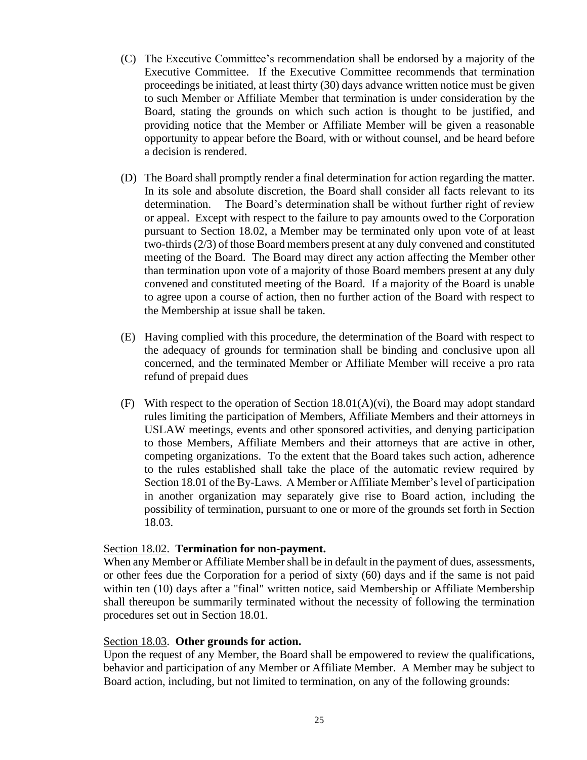(C) The Executive Committee's recommendation shall be endorsed by a majority of the Executive Committee. If the Executive Committee recommends that termination proceedings be initiated, at least thirty (30) days advance written notice must be given to such Member or Affiliate Member that termination is under consideration by the Board, stating the grounds on which such action is thought to be justified, and providing notice that the Member or Affiliate Member will be given a reasonable opportunity to appear before the Board, with or without counsel, and be heard before a decision is rendered.

(D) The Board shall promptly render a final determination for action regarding the matter. In its sole and absolute discretion, the Board shall consider all facts relevant to its determination. The Board's determination shall be without further right of review or appeal. Except with respect to the failure to pay amounts owed to the Corporation pursuant to Section 18.02, a Member may be terminated only upon vote of at least two-thirds (2/3) of those Board members present at any duly convened and constituted meeting of the Board. The Board may direct any action affecting the Member other than termination upon vote of a majority of those Board members present at any duly convened and constituted meeting of the Board. If a majority of the Board is unable to agree upon a course of action, then no further action of the Board with respect to the Membership at issue shall be taken.

(E) Having complied with this procedure, the determination of the Board with respect to the adequacy of grounds for termination shall be binding and conclusive upon all concerned, and the terminated Member or Affiliate Member will receive a pro rata refund of prepaid dues

(F) With respect to the operation of Section 18.01(A)(vi), the Board may adopt standard rules limiting the participation of Members, Affiliate Members and their attorneys in USLAW meetings, events and other sponsored activities, and denying participation to those Members, Affiliate Members and their attorneys that are active in other, competing organizations. To the extent that the Board takes such action, adherence to the rules established shall take the place of the automatic review required by Section 18.01 of the By-Laws. A Member or Affiliate Member's level of participation in another organization may separately give rise to Board action, including the possibility of termination, pursuant to one or more of the grounds set forth in Section 18.03.

Section 18.02. **Termination for non-payment.**
When any Member or Affiliate Member shall be in default in the payment of dues, assessments, or other fees due the Corporation for a period of sixty (60) days and if the same is not paid within ten (10) days after a "final" written notice, said Membership or Affiliate Membership shall thereupon be summarily terminated without the necessity of following the termination procedures set out in Section 18.01.

Section 18.03. **Other grounds for action.**
Upon the request of any Member, the Board shall be empowered to review the qualifications, behavior and participation of any Member or Affiliate Member. A Member may be subject to Board action, including, but not limited to termination, on any of the following grounds: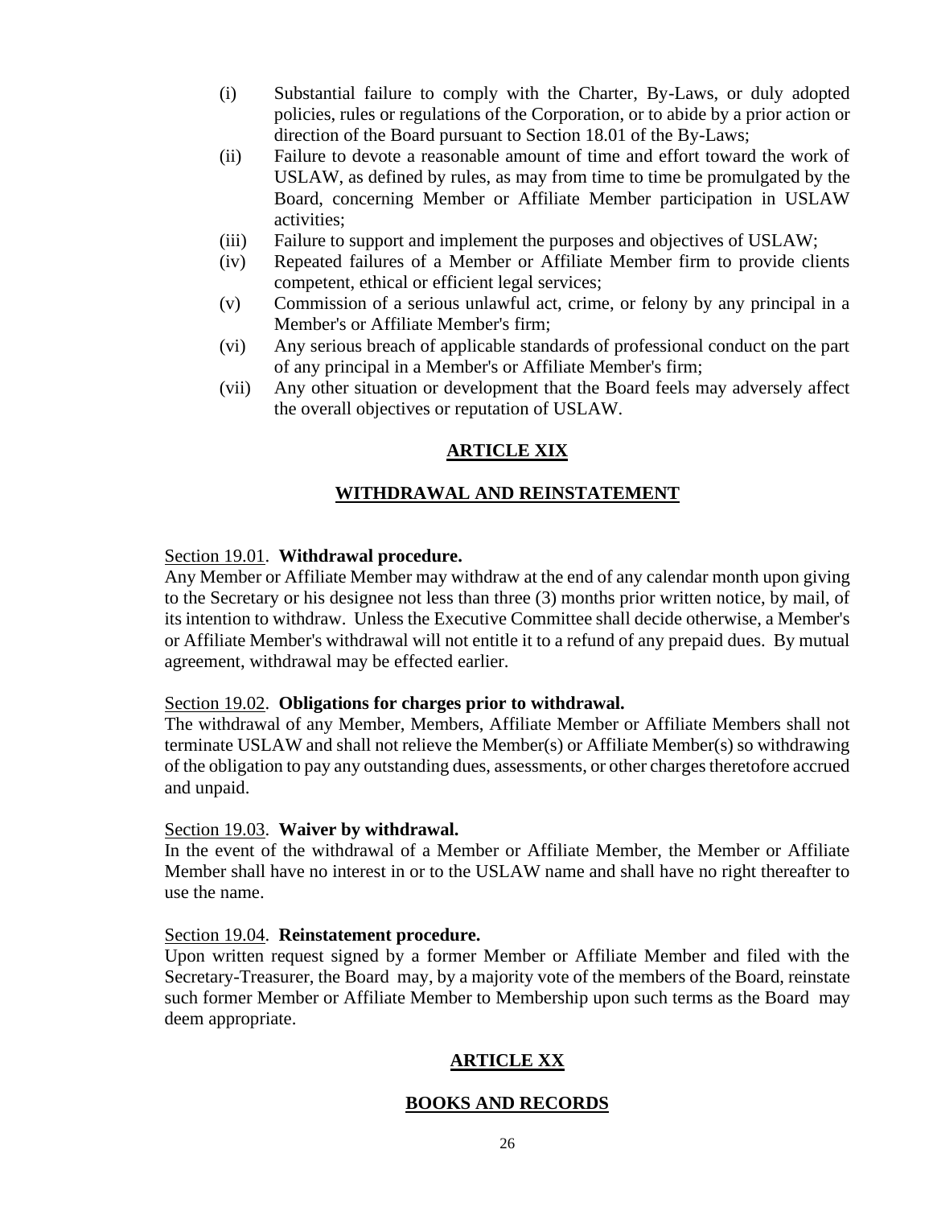(i) Substantial failure to comply with the Charter, By-Laws, or duly adopted policies, rules or regulations of the Corporation, or to abide by a prior action or direction of the Board pursuant to Section 18.01 of the By-Laws;

(ii) Failure to devote a reasonable amount of time and effort toward the work of USLAW, as defined by rules, as may from time to time be promulgated by the Board, concerning Member or Affiliate Member participation in USLAW activities;

(iii) Failure to support and implement the purposes and objectives of USLAW;

(iv) Repeated failures of a Member or Affiliate Member firm to provide clients competent, ethical or efficient legal services;

(v) Commission of a serious unlawful act, crime, or felony by any principal in a Member's or Affiliate Member's firm;

(vi) Any serious breach of applicable standards of professional conduct on the part of any principal in a Member's or Affiliate Member's firm;

(vii) Any other situation or development that the Board feels may adversely affect the overall objectives or reputation of USLAW.

## ARTICLE XIX

## WITHDRAWAL AND REINSTATEMENT

Section 19.01. **Withdrawal procedure.**
Any Member or Affiliate Member may withdraw at the end of any calendar month upon giving to the Secretary or his designee not less than three (3) months prior written notice, by mail, of its intention to withdraw. Unless the Executive Committee shall decide otherwise, a Member's or Affiliate Member's withdrawal will not entitle it to a refund of any prepaid dues. By mutual agreement, withdrawal may be effected earlier.

Section 19.02. **Obligations for charges prior to withdrawal.**
The withdrawal of any Member, Members, Affiliate Member or Affiliate Members shall not terminate USLAW and shall not relieve the Member(s) or Affiliate Member(s) so withdrawing of the obligation to pay any outstanding dues, assessments, or other charges theretofore accrued and unpaid.

Section 19.03. **Waiver by withdrawal.**
In the event of the withdrawal of a Member or Affiliate Member, the Member or Affiliate Member shall have no interest in or to the USLAW name and shall have no right thereafter to use the name.

Section 19.04. **Reinstatement procedure.**
Upon written request signed by a former Member or Affiliate Member and filed with the Secretary-Treasurer, the Board may, by a majority vote of the members of the Board, reinstate such former Member or Affiliate Member to Membership upon such terms as the Board may deem appropriate.

## ARTICLE XX

## BOOKS AND RECORDS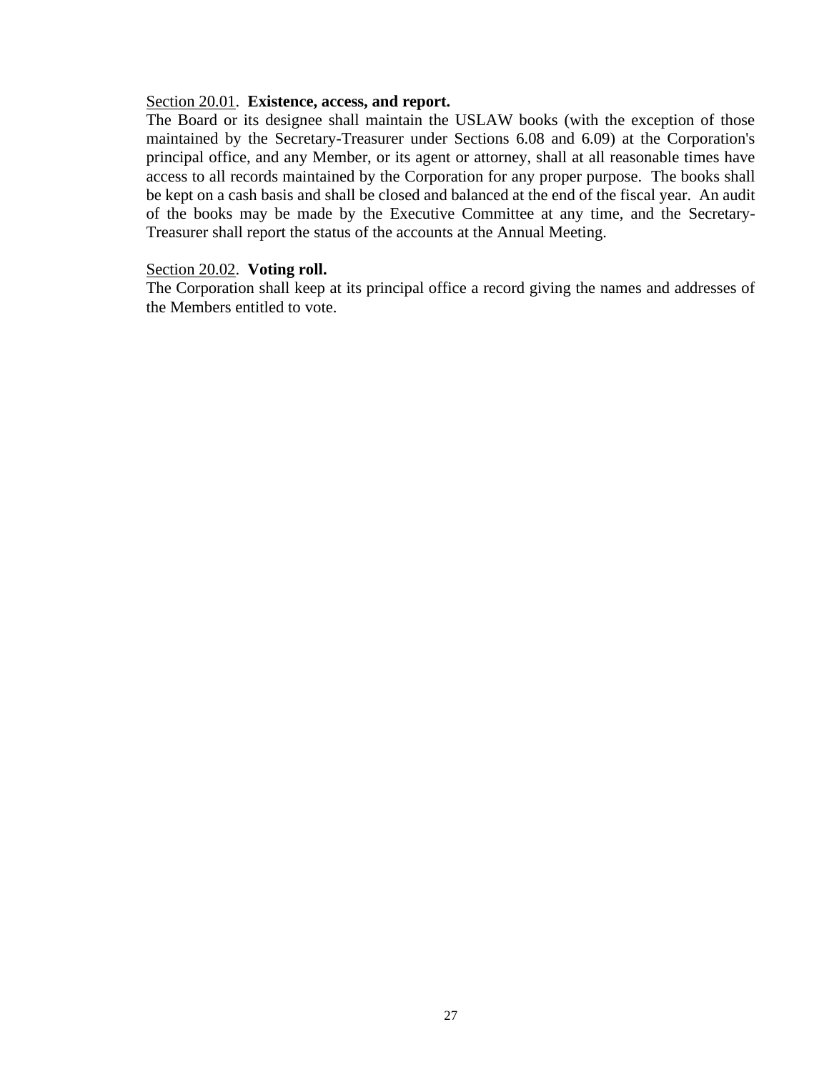Section 20.01. **Existence, access, and report.**

The Board or its designee shall maintain the USLAW books (with the exception of those maintained by the Secretary-Treasurer under Sections 6.08 and 6.09) at the Corporation's principal office, and any Member, or its agent or attorney, shall at all reasonable times have access to all records maintained by the Corporation for any proper purpose. The books shall be kept on a cash basis and shall be closed and balanced at the end of the fiscal year. An audit of the books may be made by the Executive Committee at any time, and the Secretary-Treasurer shall report the status of the accounts at the Annual Meeting.

Section 20.02. **Voting roll.**

The Corporation shall keep at its principal office a record giving the names and addresses of the Members entitled to vote.